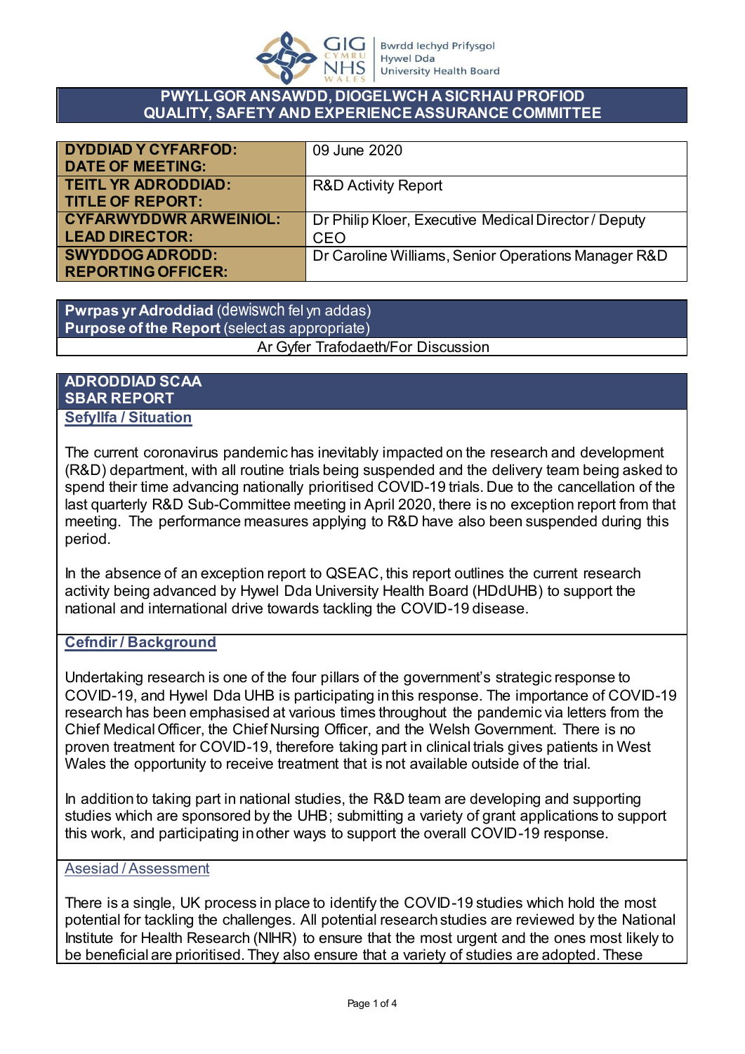# PWYLLGOR ANSAWDD, DIOGELWCH A SICRHAU PROFIOD
# QUALITY, SAFETY AND EXPERIENCE ASSURANCE COMMITTEE

| | |
|---|---|
| **DYDDIAD Y CYFARFOD: DATE OF MEETING:** | 09 June 2020 |
| **TEITL YR ADRODDIAD: TITLE OF REPORT:** | R&D Activity Report |
| **CYFARWYDDWR ARWEINIOL: LEAD DIRECTOR:** | Dr Philip Kloer, Executive Medical Director / Deputy CEO |
| **SWYDDOG ADRODD: REPORTING OFFICER:** | Dr Caroline Williams, Senior Operations Manager R&D |

| **Pwrpas yr Adroddiad** (dewiswch fel yn addas) **Purpose of the Report** (select as appropriate) |
|---|
| Ar Gyfer Trafodaeth/For Discussion |

## ADRODDIAD SCAA
## SBAR REPORT

### Sefyllfa / Situation

The current coronavirus pandemic has inevitably impacted on the research and development (R&D) department, with all routine trials being suspended and the delivery team being asked to spend their time advancing nationally prioritised COVID-19 trials. Due to the cancellation of the last quarterly R&D Sub-Committee meeting in April 2020, there is no exception report from that meeting. The performance measures applying to R&D have also been suspended during this period.

In the absence of an exception report to QSEAC, this report outlines the current research activity being advanced by Hywel Dda University Health Board (HDdUHB) to support the national and international drive towards tackling the COVID-19 disease.

### Cefndir / Background

Undertaking research is one of the four pillars of the government's strategic response to COVID-19, and Hywel Dda UHB is participating in this response. The importance of COVID-19 research has been emphasised at various times throughout the pandemic via letters from the Chief Medical Officer, the Chief Nursing Officer, and the Welsh Government. There is no proven treatment for COVID-19, therefore taking part in clinical trials gives patients in West Wales the opportunity to receive treatment that is not available outside of the trial.

In addition to taking part in national studies, the R&D team are developing and supporting studies which are sponsored by the UHB; submitting a variety of grant applications to support this work, and participating in other ways to support the overall COVID-19 response.

### Asesiad / Assessment

There is a single, UK process in place to identify the COVID-19 studies which hold the most potential for tackling the challenges. All potential research studies are reviewed by the National Institute for Health Research (NIHR) to ensure that the most urgent and the ones most likely to be beneficial are prioritised. They also ensure that a variety of studies are adopted. These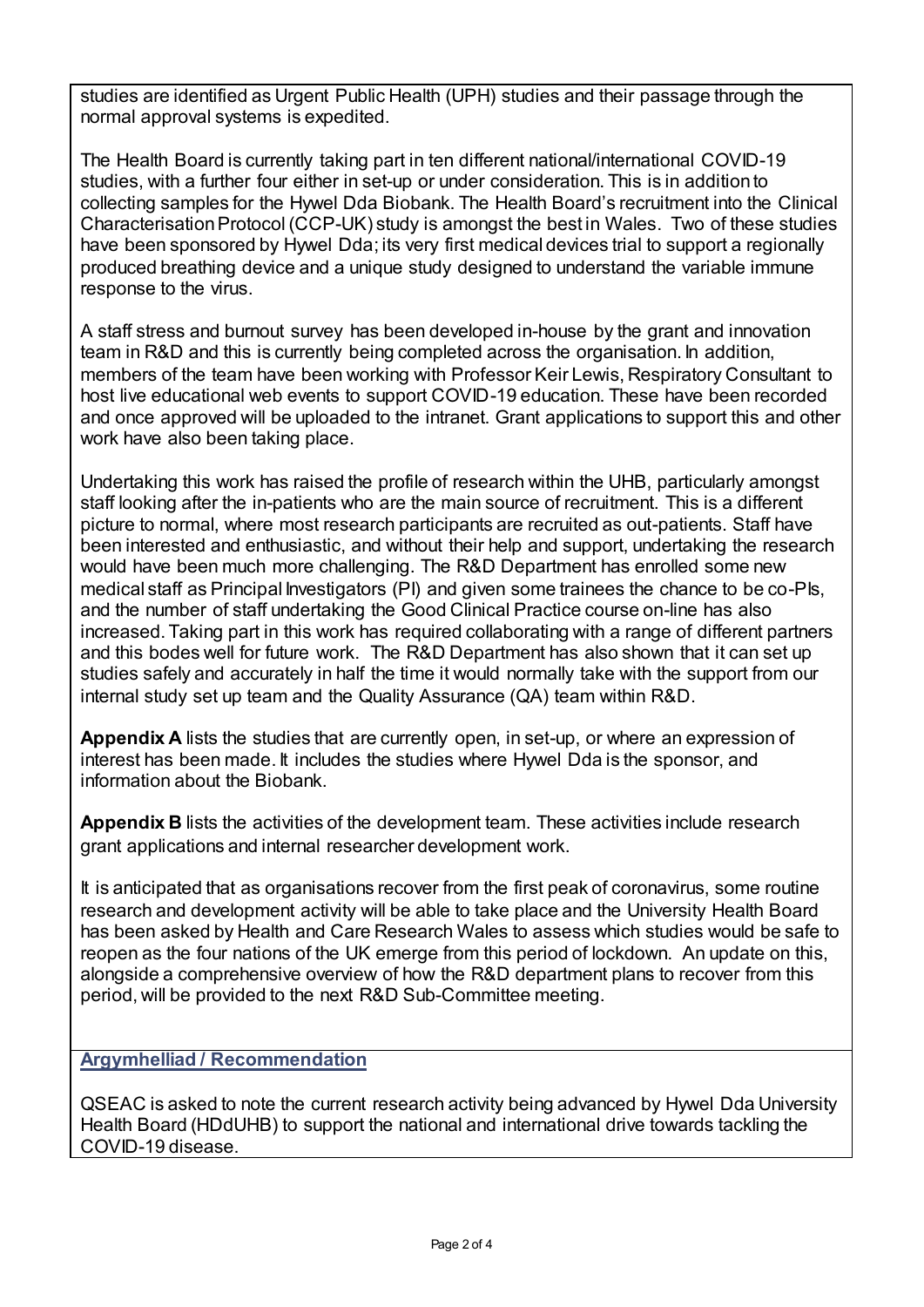studies are identified as Urgent Public Health (UPH) studies and their passage through the normal approval systems is expedited.

The Health Board is currently taking part in ten different national/international COVID-19 studies, with a further four either in set-up or under consideration. This is in addition to collecting samples for the Hywel Dda Biobank. The Health Board's recruitment into the Clinical Characterisation Protocol (CCP-UK) study is amongst the best in Wales. Two of these studies have been sponsored by Hywel Dda; its very first medical devices trial to support a regionally produced breathing device and a unique study designed to understand the variable immune response to the virus.

A staff stress and burnout survey has been developed in-house by the grant and innovation team in R&D and this is currently being completed across the organisation. In addition, members of the team have been working with Professor Keir Lewis, Respiratory Consultant to host live educational web events to support COVID-19 education. These have been recorded and once approved will be uploaded to the intranet. Grant applications to support this and other work have also been taking place.

Undertaking this work has raised the profile of research within the UHB, particularly amongst staff looking after the in-patients who are the main source of recruitment. This is a different picture to normal, where most research participants are recruited as out-patients. Staff have been interested and enthusiastic, and without their help and support, undertaking the research would have been much more challenging. The R&D Department has enrolled some new medical staff as Principal Investigators (PI) and given some trainees the chance to be co-PIs, and the number of staff undertaking the Good Clinical Practice course on-line has also increased. Taking part in this work has required collaborating with a range of different partners and this bodes well for future work. The R&D Department has also shown that it can set up studies safely and accurately in half the time it would normally take with the support from our internal study set up team and the Quality Assurance (QA) team within R&D.

**Appendix A** lists the studies that are currently open, in set-up, or where an expression of interest has been made. It includes the studies where Hywel Dda is the sponsor, and information about the Biobank.

**Appendix B** lists the activities of the development team. These activities include research grant applications and internal researcher development work.

It is anticipated that as organisations recover from the first peak of coronavirus, some routine research and development activity will be able to take place and the University Health Board has been asked by Health and Care Research Wales to assess which studies would be safe to reopen as the four nations of the UK emerge from this period of lockdown. An update on this, alongside a comprehensive overview of how the R&D department plans to recover from this period, will be provided to the next R&D Sub-Committee meeting.

## Argymhelliad / Recommendation

QSEAC is asked to note the current research activity being advanced by Hywel Dda University Health Board (HDdUHB) to support the national and international drive towards tackling the COVID-19 disease.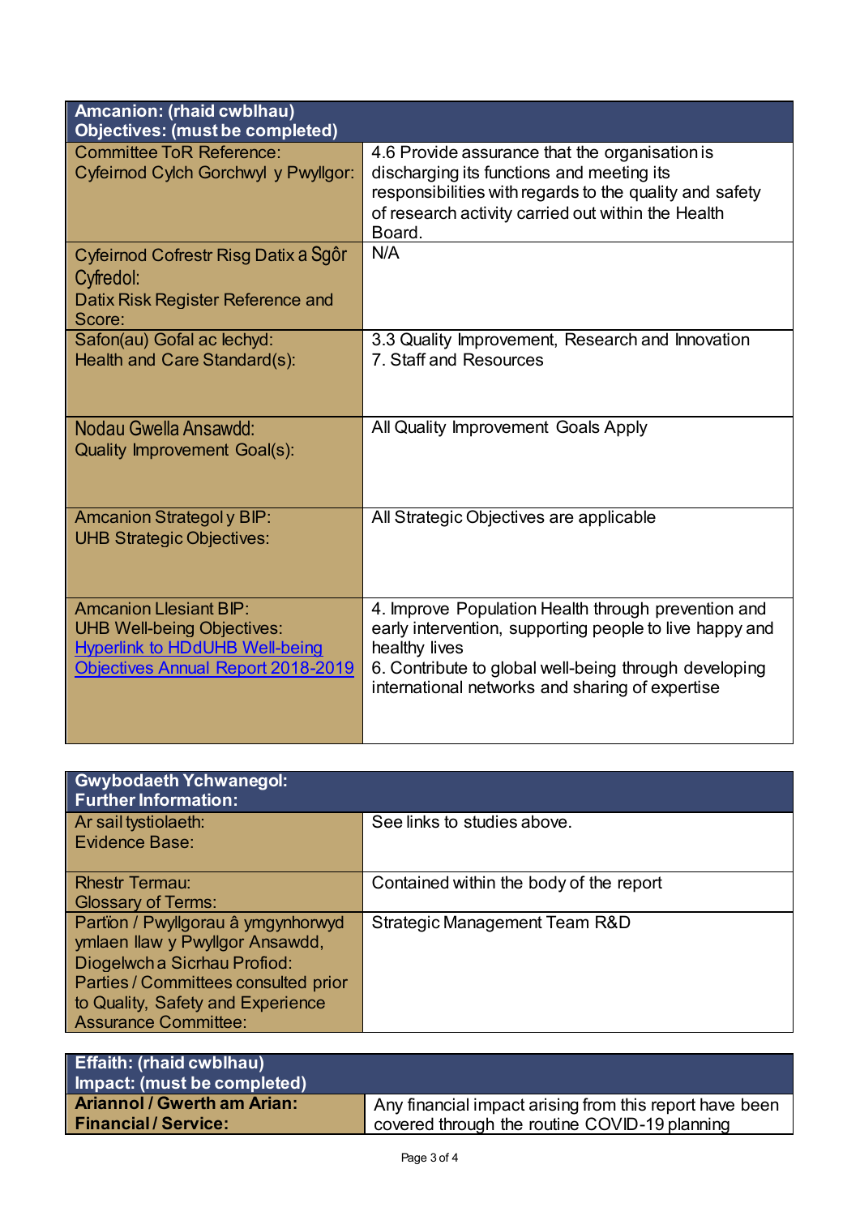| Amcanion: (rhaid cwblhau) Objectives: (must be completed) | |
|---|---|
| Committee ToR Reference: Cyfeirnod Cylch Gorchwyl y Pwyllgor: | 4.6 Provide assurance that the organisation is discharging its functions and meeting its responsibilities with regards to the quality and safety of research activity carried out within the Health Board. |
| Cyfeirnod Cofrestr Risg Datix a Sgôr Cyfredol: Datix Risk Register Reference and Score: | N/A |
| Safon(au) Gofal ac Iechyd: Health and Care Standard(s): | 3.3 Quality Improvement, Research and Innovation<br>7. Staff and Resources |
| Nodau Gwella Ansawdd: Quality Improvement Goal(s): | All Quality Improvement Goals Apply |
| Amcanion Strategol y BIP: UHB Strategic Objectives: | All Strategic Objectives are applicable |
| Amcanion Llesiant BIP: UHB Well-being Objectives: [Hyperlink to HDdUHB Well-being Objectives Annual Report 2018-2019] | 4. Improve Population Health through prevention and early intervention, supporting people to live happy and healthy lives<br>6. Contribute to global well-being through developing international networks and sharing of expertise |

| Gwybodaeth Ychwanegol: Further Information: | |
|---|---|
| Ar sail tystiolaeth: Evidence Base: | See links to studies above. |
| Rhestr Termau: Glossary of Terms: | Contained within the body of the report |
| Partion / Pwyllgorau â ymgynhorwyd ymlaen llaw y Pwyllgor Ansawdd, Diogelwch a Sicrhau Profiad: Parties / Committees consulted prior to Quality, Safety and Experience Assurance Committee: | Strategic Management Team R&D |

| Effaith: (rhaid cwblhau) Impact: (must be completed) | |
|---|---|
| **Ariannol / Gwerth am Arian: Financial / Service:** | Any financial impact arising from this report have been covered through the routine COVID-19 planning |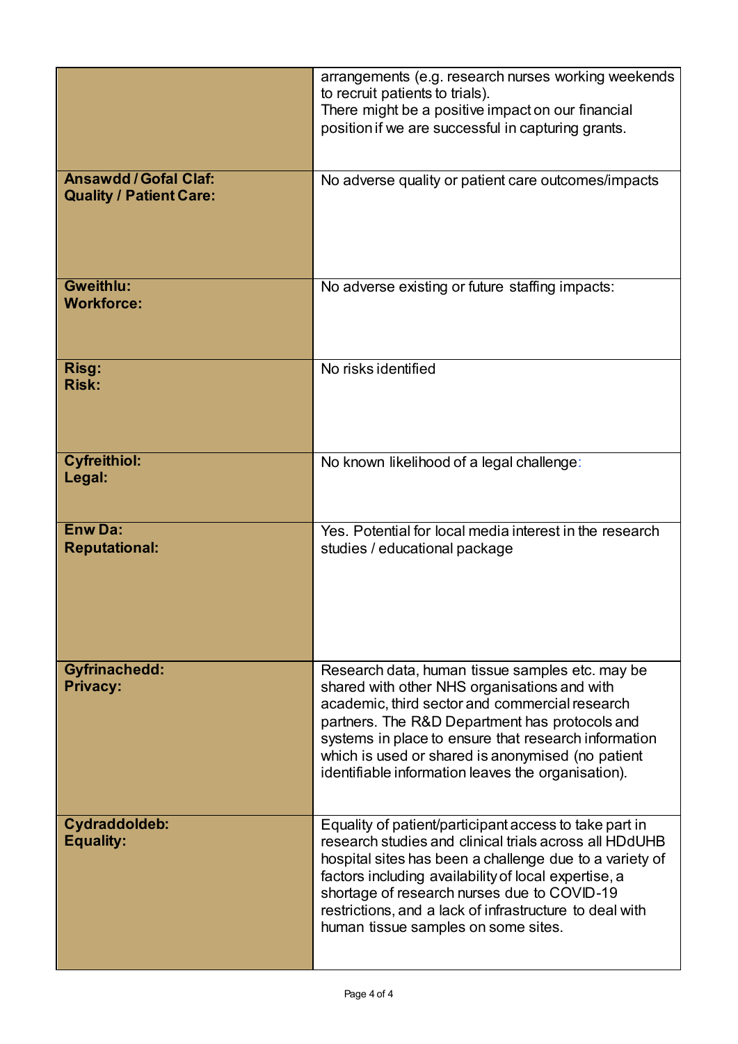| | |
|---|---|
| | arrangements (e.g. research nurses working weekends to recruit patients to trials).<br>There might be a positive impact on our financial position if we are successful in capturing grants. |
| **Ansawdd / Gofal Claf:**<br>**Quality / Patient Care:** | No adverse quality or patient care outcomes/impacts |
| **Gweithlu:**<br>**Workforce:** | No adverse existing or future staffing impacts: |
| **Risg:**<br>**Risk:** | No risks identified |
| **Cyfreithiol:**<br>**Legal:** | No known likelihood of a legal challenge: |
| **Enw Da:**<br>**Reputational:** | Yes. Potential for local media interest in the research studies / educational package |
| **Gyfrinachedd:**<br>**Privacy:** | Research data, human tissue samples etc. may be shared with other NHS organisations and with academic, third sector and commercial research partners. The R&D Department has protocols and systems in place to ensure that research information which is used or shared is anonymised (no patient identifiable information leaves the organisation). |
| **Cydraddoldeb:**<br>**Equality:** | Equality of patient/participant access to take part in research studies and clinical trials across all HDdUHB hospital sites has been a challenge due to a variety of factors including availability of local expertise, a shortage of research nurses due to COVID-19 restrictions, and a lack of infrastructure to deal with human tissue samples on some sites. |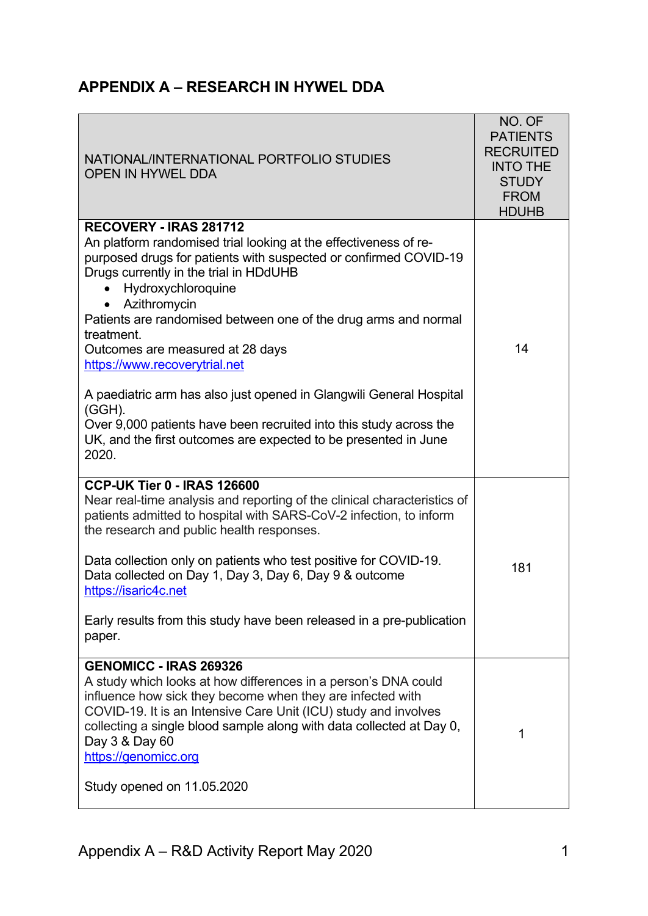## APPENDIX A – RESEARCH IN HYWEL DDA

| NATIONAL/INTERNATIONAL PORTFOLIO STUDIES OPEN IN HYWEL DDA | NO. OF PATIENTS RECRUITED INTO THE STUDY FROM HDUHB |
|---|---|
| **RECOVERY - IRAS 281712**<br>An platform randomised trial looking at the effectiveness of re-purposed drugs for patients with suspected or confirmed COVID-19<br>Drugs currently in the trial in HDdUHB<br>• Hydroxychloroquine<br>• Azithromycin<br>Patients are randomised between one of the drug arms and normal treatment.<br>Outcomes are measured at 28 days<br>https://www.recoverytrial.net<br><br>A paediatric arm has also just opened in Glangwili General Hospital (GGH).<br>Over 9,000 patients have been recruited into this study across the UK, and the first outcomes are expected to be presented in June 2020. | 14 |
| **CCP-UK Tier 0 - IRAS 126600**<br>Near real-time analysis and reporting of the clinical characteristics of patients admitted to hospital with SARS-CoV-2 infection, to inform the research and public health responses.<br><br>Data collection only on patients who test positive for COVID-19.<br>Data collected on Day 1, Day 3, Day 6, Day 9 & outcome<br>https://isaric4c.net<br><br>Early results from this study have been released in a pre-publication paper. | 181 |
| **GENOMICC - IRAS 269326**<br>A study which looks at how differences in a person's DNA could influence how sick they become when they are infected with COVID-19. It is an Intensive Care Unit (ICU) study and involves collecting a single blood sample along with data collected at Day 0, Day 3 & Day 60<br>https://genomicc.org<br><br>Study opened on 11.05.2020 | 1 |

Appendix A – R&D Activity Report May 2020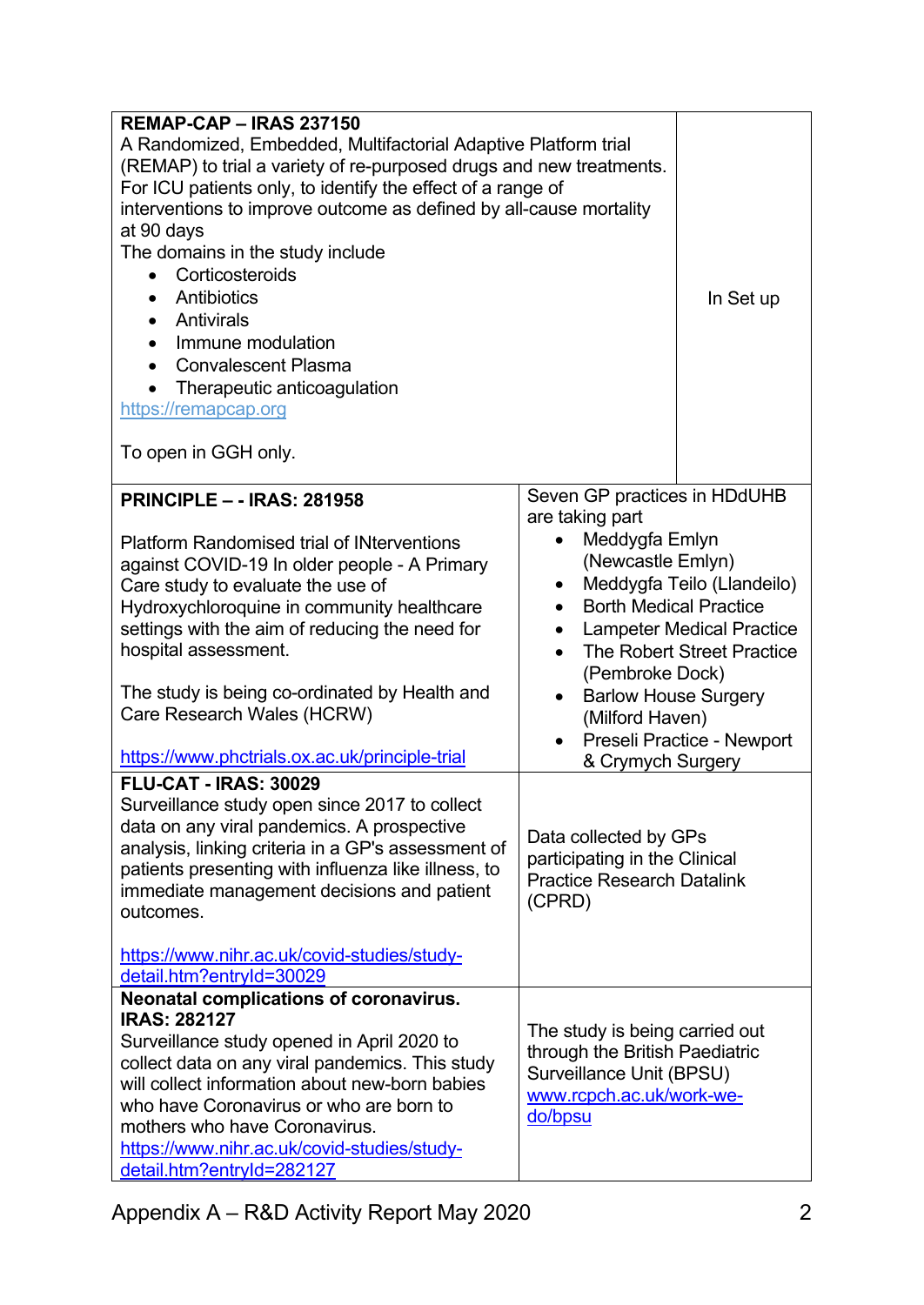| | |
|---|---|
| **REMAP-CAP – IRAS 237150**<br>A Randomized, Embedded, Multifactorial Adaptive Platform trial (REMAP) to trial a variety of re-purposed drugs and new treatments. For ICU patients only, to identify the effect of a range of interventions to improve outcome as defined by all-cause mortality at 90 days<br>The domains in the study include<br>• Corticosteroids<br>• Antibiotics<br>• Antivirals<br>• Immune modulation<br>• Convalescent Plasma<br>• Therapeutic anticoagulation<br>https://remapcap.org<br><br>To open in GGH only. | In Set up |
| **PRINCIPLE – - IRAS: 281958**<br><br>Platform Randomised trial of INterventions against COVID-19 In older people - A Primary Care study to evaluate the use of Hydroxychloroquine in community healthcare settings with the aim of reducing the need for hospital assessment.<br><br>The study is being co-ordinated by Health and Care Research Wales (HCRW)<br><br>https://www.phctrials.ox.ac.uk/principle-trial | Seven GP practices in HDdUHB are taking part<br>• Meddygfa Emlyn (Newcastle Emlyn)<br>• Meddygfa Teilo (Llandeilo)<br>• Borth Medical Practice<br>• Lampeter Medical Practice<br>• The Robert Street Practice (Pembroke Dock)<br>• Barlow House Surgery (Milford Haven)<br>• Preseli Practice - Newport & Crymych Surgery |
| **FLU-CAT - IRAS: 30029**<br>Surveillance study open since 2017 to collect data on any viral pandemics. A prospective analysis, linking criteria in a GP's assessment of patients presenting with influenza like illness, to immediate management decisions and patient outcomes.<br><br>https://www.nihr.ac.uk/covid-studies/study-detail.htm?entryId=30029 | Data collected by GPs participating in the Clinical Practice Research Datalink (CPRD) |
| **Neonatal complications of coronavirus. IRAS: 282127**<br>Surveillance study opened in April 2020 to collect data on any viral pandemics. This study will collect information about new-born babies who have Coronavirus or who are born to mothers who have Coronavirus.<br>https://www.nihr.ac.uk/covid-studies/study-detail.htm?entryId=282127 | The study is being carried out through the British Paediatric Surveillance Unit (BPSU)<br>www.rcpch.ac.uk/work-we-do/bpsu |

Appendix A – R&D Activity Report May 2020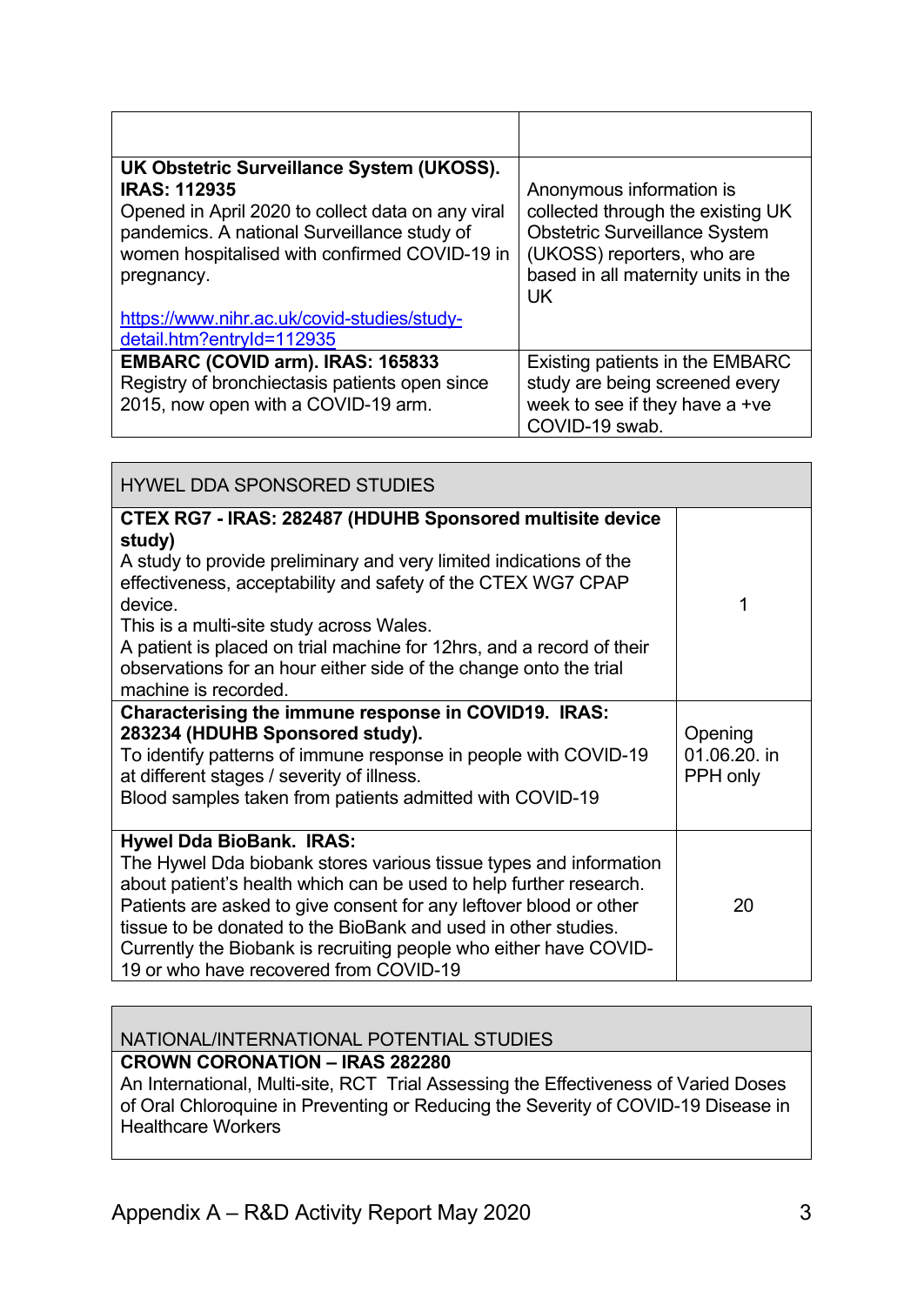| | |
|---|---|
| **UK Obstetric Surveillance System (UKOSS). IRAS: 112935**<br>Opened in April 2020 to collect data on any viral pandemics. A national Surveillance study of women hospitalised with confirmed COVID-19 in pregnancy.<br><br>[https://www.nihr.ac.uk/covid-studies/study-detail.htm?entryId=112935](https://www.nihr.ac.uk/covid-studies/study-detail.htm?entryId=112935) | Anonymous information is collected through the existing UK Obstetric Surveillance System (UKOSS) reporters, who are based in all maternity units in the UK |
| **EMBARC (COVID arm). IRAS: 165833**<br>Registry of bronchiectasis patients open since 2015, now open with a COVID-19 arm. | Existing patients in the EMBARC study are being screened every week to see if they have a +ve COVID-19 swab. |

| HYWEL DDA SPONSORED STUDIES | |
|---|---|
| **CTEX RG7 - IRAS: 282487 (HDUHB Sponsored multisite device study)**<br>A study to provide preliminary and very limited indications of the effectiveness, acceptability and safety of the CTEX WG7 CPAP device.<br>This is a multi-site study across Wales.<br>A patient is placed on trial machine for 12hrs, and a record of their observations for an hour either side of the change onto the trial machine is recorded. | 1 |
| **Characterising the immune response in COVID19. IRAS: 283234 (HDUHB Sponsored study).**<br>To identify patterns of immune response in people with COVID-19 at different stages / severity of illness.<br>Blood samples taken from patients admitted with COVID-19 | Opening 01.06.20. in PPH only |
| **Hywel Dda BioBank. IRAS:**<br>The Hywel Dda biobank stores various tissue types and information about patient's health which can be used to help further research. Patients are asked to give consent for any leftover blood or other tissue to be donated to the BioBank and used in other studies. Currently the Biobank is recruiting people who either have COVID-19 or who have recovered from COVID-19 | 20 |

| NATIONAL/INTERNATIONAL POTENTIAL STUDIES |
|---|
| **CROWN CORONATION – IRAS 282280**<br>An International, Multi-site, RCT Trial Assessing the Effectiveness of Varied Doses of Oral Chloroquine in Preventing or Reducing the Severity of COVID-19 Disease in Healthcare Workers |

Appendix A – R&D Activity Report May 2020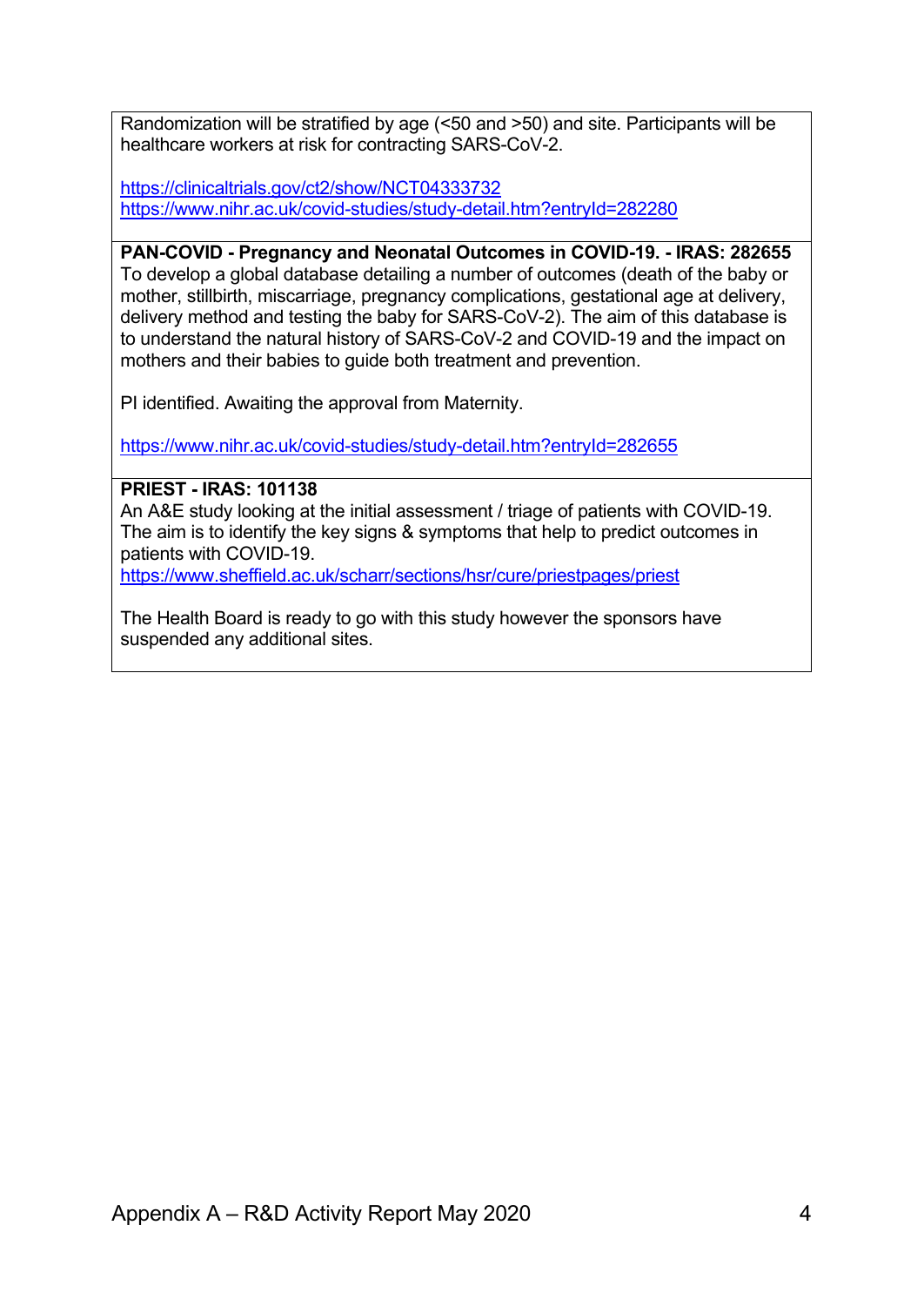Randomization will be stratified by age (<50 and >50) and site. Participants will be healthcare workers at risk for contracting SARS-CoV-2.

https://clinicaltrials.gov/ct2/show/NCT04333732
https://www.nihr.ac.uk/covid-studies/study-detail.htm?entryId=282280

**PAN-COVID - Pregnancy and Neonatal Outcomes in COVID-19. - IRAS: 282655**
To develop a global database detailing a number of outcomes (death of the baby or mother, stillbirth, miscarriage, pregnancy complications, gestational age at delivery, delivery method and testing the baby for SARS-CoV-2). The aim of this database is to understand the natural history of SARS-CoV-2 and COVID-19 and the impact on mothers and their babies to guide both treatment and prevention.

PI identified. Awaiting the approval from Maternity.

https://www.nihr.ac.uk/covid-studies/study-detail.htm?entryId=282655

**PRIEST - IRAS: 101138**
An A&E study looking at the initial assessment / triage of patients with COVID-19. The aim is to identify the key signs & symptoms that help to predict outcomes in patients with COVID-19.
https://www.sheffield.ac.uk/scharr/sections/hsr/cure/priestpages/priest

The Health Board is ready to go with this study however the sponsors have suspended any additional sites.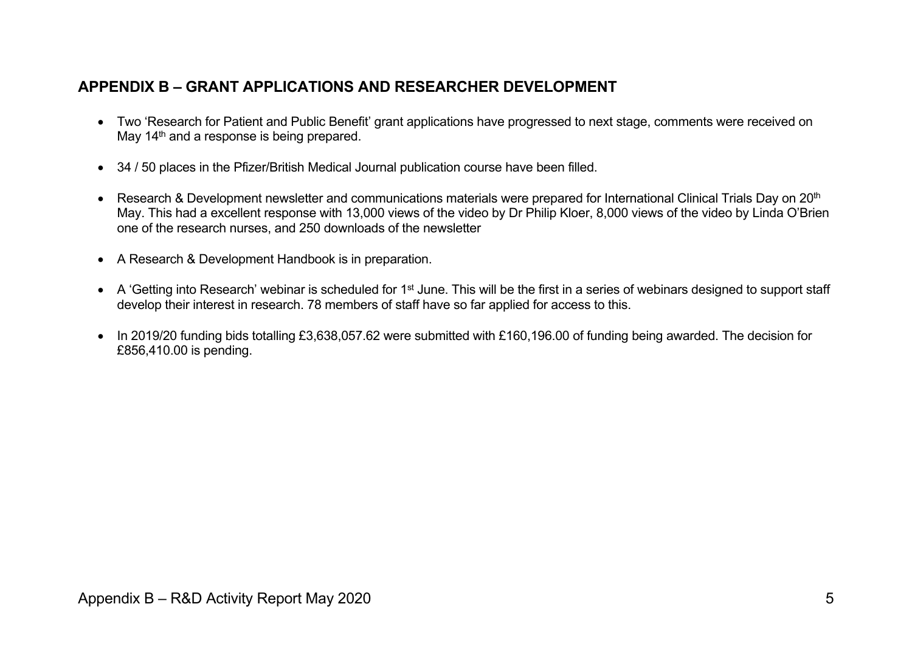## APPENDIX B – GRANT APPLICATIONS AND RESEARCHER DEVELOPMENT

- Two 'Research for Patient and Public Benefit' grant applications have progressed to next stage, comments were received on May 14th and a response is being prepared.
- 34 / 50 places in the Pfizer/British Medical Journal publication course have been filled.
- Research & Development newsletter and communications materials were prepared for International Clinical Trials Day on 20th May. This had a excellent response with 13,000 views of the video by Dr Philip Kloer, 8,000 views of the video by Linda O'Brien one of the research nurses, and 250 downloads of the newsletter
- A Research & Development Handbook is in preparation.
- A 'Getting into Research' webinar is scheduled for 1st June. This will be the first in a series of webinars designed to support staff develop their interest in research. 78 members of staff have so far applied for access to this.
- In 2019/20 funding bids totalling £3,638,057.62 were submitted with £160,196.00 of funding being awarded. The decision for £856,410.00 is pending.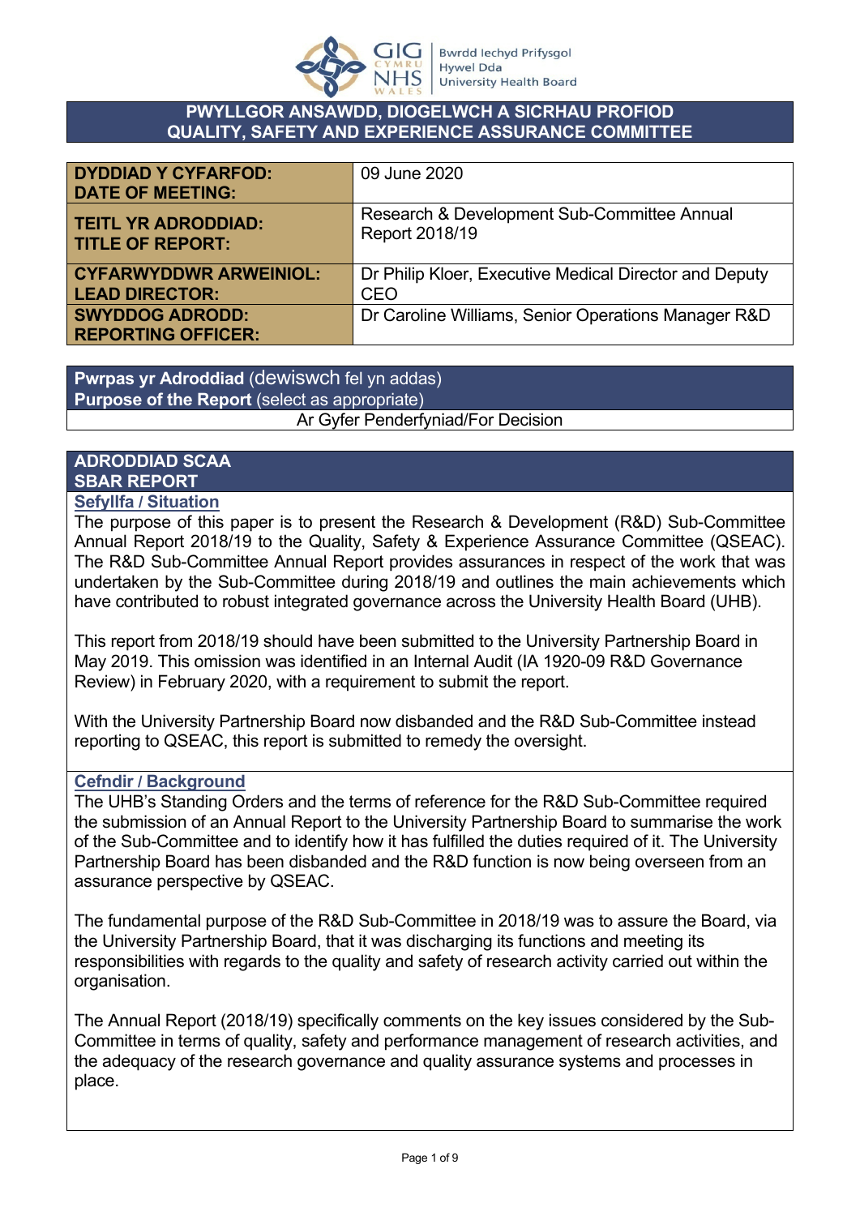**PWYLLGOR ANSAWDD, DIOGELWCH A SICRHAU PROFIOD**
**QUALITY, SAFETY AND EXPERIENCE ASSURANCE COMMITTEE**

| | |
|---|---|
| **DYDDIAD Y CYFARFOD: DATE OF MEETING:** | 09 June 2020 |
| **TEITL YR ADRODDIAD: TITLE OF REPORT:** | Research & Development Sub-Committee Annual Report 2018/19 |
| **CYFARWYDDWR ARWEINIOL: LEAD DIRECTOR:** | Dr Philip Kloer, Executive Medical Director and Deputy CEO |
| **SWYDDOG ADRODD: REPORTING OFFICER:** | Dr Caroline Williams, Senior Operations Manager R&D |

| **Pwrpas yr Adroddiad** (dewiswch fel yn addas) **Purpose of the Report** (select as appropriate) |
|---|
| Ar Gyfer Penderfyniad/For Decision |

## ADRODDIAD SCAA
## SBAR REPORT

### Sefyllfa / Situation

The purpose of this paper is to present the Research & Development (R&D) Sub-Committee Annual Report 2018/19 to the Quality, Safety & Experience Assurance Committee (QSEAC). The R&D Sub-Committee Annual Report provides assurances in respect of the work that was undertaken by the Sub-Committee during 2018/19 and outlines the main achievements which have contributed to robust integrated governance across the University Health Board (UHB).

This report from 2018/19 should have been submitted to the University Partnership Board in May 2019. This omission was identified in an Internal Audit (IA 1920-09 R&D Governance Review) in February 2020, with a requirement to submit the report.

With the University Partnership Board now disbanded and the R&D Sub-Committee instead reporting to QSEAC, this report is submitted to remedy the oversight.

### Cefndir / Background

The UHB's Standing Orders and the terms of reference for the R&D Sub-Committee required the submission of an Annual Report to the University Partnership Board to summarise the work of the Sub-Committee and to identify how it has fulfilled the duties required of it. The University Partnership Board has been disbanded and the R&D function is now being overseen from an assurance perspective by QSEAC.

The fundamental purpose of the R&D Sub-Committee in 2018/19 was to assure the Board, via the University Partnership Board, that it was discharging its functions and meeting its responsibilities with regards to the quality and safety of research activity carried out within the organisation.

The Annual Report (2018/19) specifically comments on the key issues considered by the Sub-Committee in terms of quality, safety and performance management of research activities, and the adequacy of the research governance and quality assurance systems and processes in place.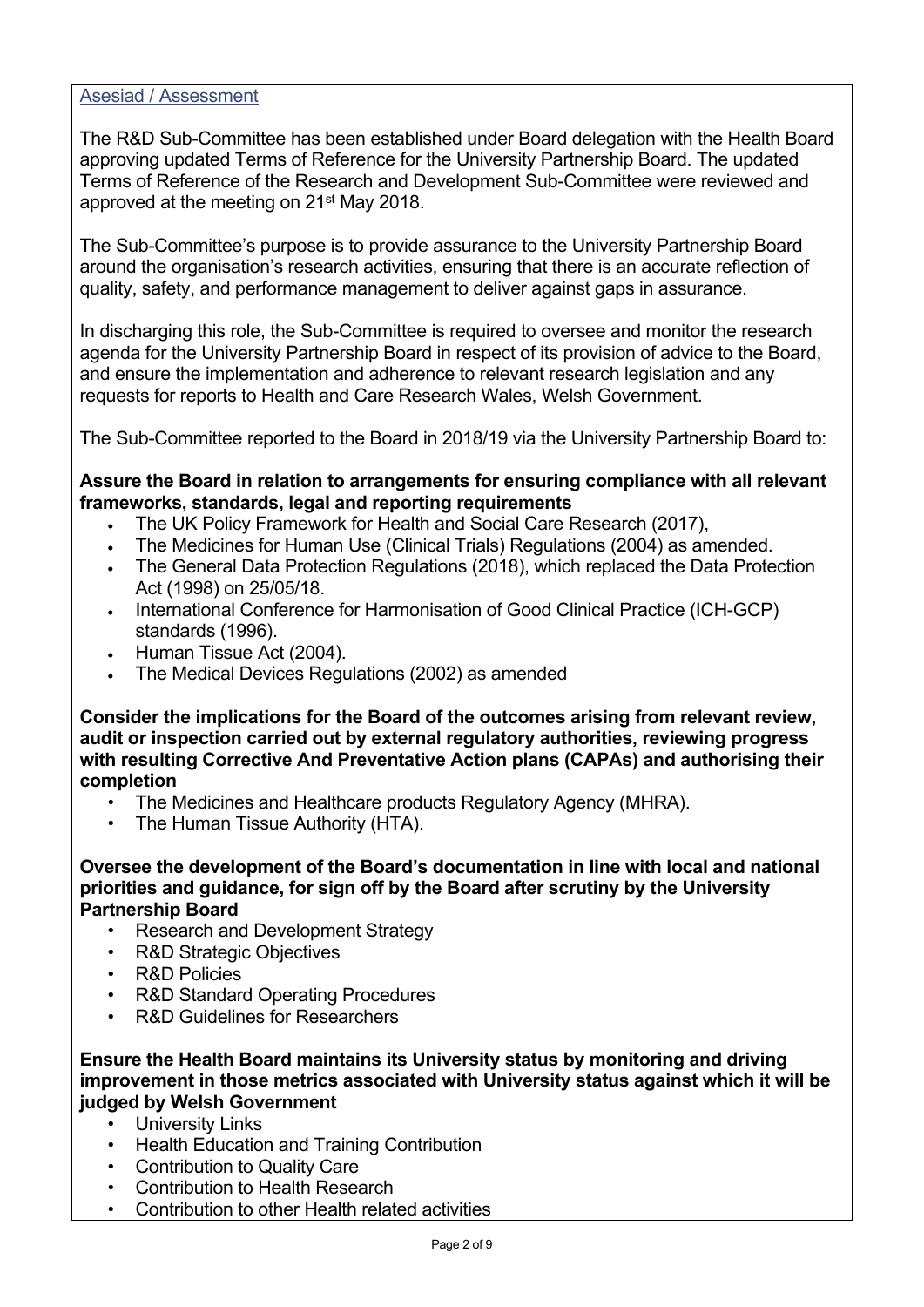## Asesiad / Assessment

The R&D Sub-Committee has been established under Board delegation with the Health Board approving updated Terms of Reference for the University Partnership Board. The updated Terms of Reference of the Research and Development Sub-Committee were reviewed and approved at the meeting on 21st May 2018.

The Sub-Committee's purpose is to provide assurance to the University Partnership Board around the organisation's research activities, ensuring that there is an accurate reflection of quality, safety, and performance management to deliver against gaps in assurance.

In discharging this role, the Sub-Committee is required to oversee and monitor the research agenda for the University Partnership Board in respect of its provision of advice to the Board, and ensure the implementation and adherence to relevant research legislation and any requests for reports to Health and Care Research Wales, Welsh Government.

The Sub-Committee reported to the Board in 2018/19 via the University Partnership Board to:

**Assure the Board in relation to arrangements for ensuring compliance with all relevant frameworks, standards, legal and reporting requirements**

- The UK Policy Framework for Health and Social Care Research (2017),
- The Medicines for Human Use (Clinical Trials) Regulations (2004) as amended.
- The General Data Protection Regulations (2018), which replaced the Data Protection Act (1998) on 25/05/18.
- International Conference for Harmonisation of Good Clinical Practice (ICH-GCP) standards (1996).
- Human Tissue Act (2004).
- The Medical Devices Regulations (2002) as amended

**Consider the implications for the Board of the outcomes arising from relevant review, audit or inspection carried out by external regulatory authorities, reviewing progress with resulting Corrective And Preventative Action plans (CAPAs) and authorising their completion**

- The Medicines and Healthcare products Regulatory Agency (MHRA).
- The Human Tissue Authority (HTA).

**Oversee the development of the Board's documentation in line with local and national priorities and guidance, for sign off by the Board after scrutiny by the University Partnership Board**

- Research and Development Strategy
- R&D Strategic Objectives
- R&D Policies
- R&D Standard Operating Procedures
- R&D Guidelines for Researchers

**Ensure the Health Board maintains its University status by monitoring and driving improvement in those metrics associated with University status against which it will be judged by Welsh Government**

- University Links
- Health Education and Training Contribution
- Contribution to Quality Care
- Contribution to Health Research
- Contribution to other Health related activities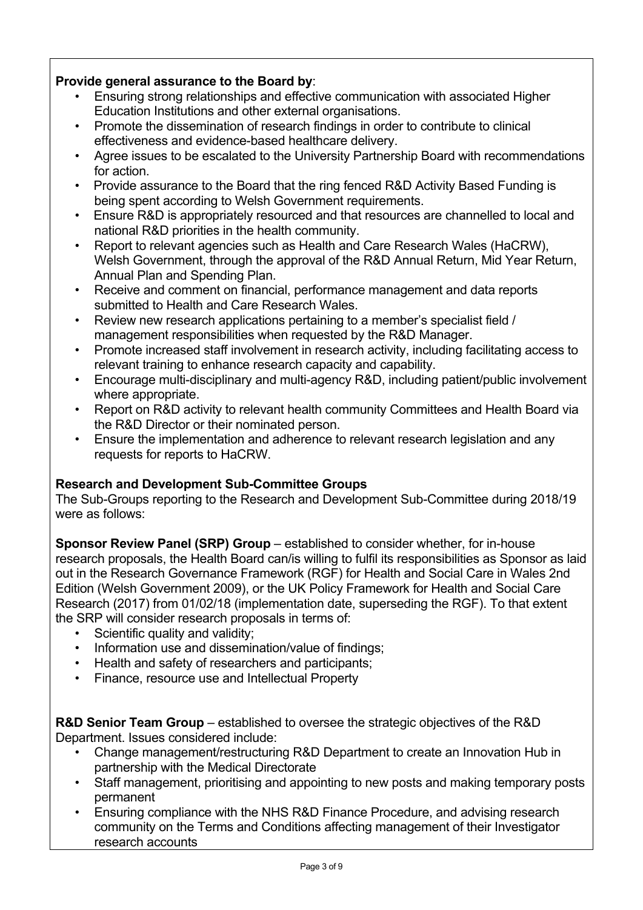**Provide general assurance to the Board by**:

- Ensuring strong relationships and effective communication with associated Higher Education Institutions and other external organisations.
- Promote the dissemination of research findings in order to contribute to clinical effectiveness and evidence-based healthcare delivery.
- Agree issues to be escalated to the University Partnership Board with recommendations for action.
- Provide assurance to the Board that the ring fenced R&D Activity Based Funding is being spent according to Welsh Government requirements.
- Ensure R&D is appropriately resourced and that resources are channelled to local and national R&D priorities in the health community.
- Report to relevant agencies such as Health and Care Research Wales (HaCRW), Welsh Government, through the approval of the R&D Annual Return, Mid Year Return, Annual Plan and Spending Plan.
- Receive and comment on financial, performance management and data reports submitted to Health and Care Research Wales.
- Review new research applications pertaining to a member's specialist field / management responsibilities when requested by the R&D Manager.
- Promote increased staff involvement in research activity, including facilitating access to relevant training to enhance research capacity and capability.
- Encourage multi-disciplinary and multi-agency R&D, including patient/public involvement where appropriate.
- Report on R&D activity to relevant health community Committees and Health Board via the R&D Director or their nominated person.
- Ensure the implementation and adherence to relevant research legislation and any requests for reports to HaCRW.

**Research and Development Sub-Committee Groups**

The Sub-Groups reporting to the Research and Development Sub-Committee during 2018/19 were as follows:

**Sponsor Review Panel (SRP) Group** – established to consider whether, for in-house research proposals, the Health Board can/is willing to fulfil its responsibilities as Sponsor as laid out in the Research Governance Framework (RGF) for Health and Social Care in Wales 2nd Edition (Welsh Government 2009), or the UK Policy Framework for Health and Social Care Research (2017) from 01/02/18 (implementation date, superseding the RGF). To that extent the SRP will consider research proposals in terms of:

- Scientific quality and validity;
- Information use and dissemination/value of findings;
- Health and safety of researchers and participants;
- Finance, resource use and Intellectual Property

**R&D Senior Team Group** – established to oversee the strategic objectives of the R&D Department. Issues considered include:

- Change management/restructuring R&D Department to create an Innovation Hub in partnership with the Medical Directorate
- Staff management, prioritising and appointing to new posts and making temporary posts permanent
- Ensuring compliance with the NHS R&D Finance Procedure, and advising research community on the Terms and Conditions affecting management of their Investigator research accounts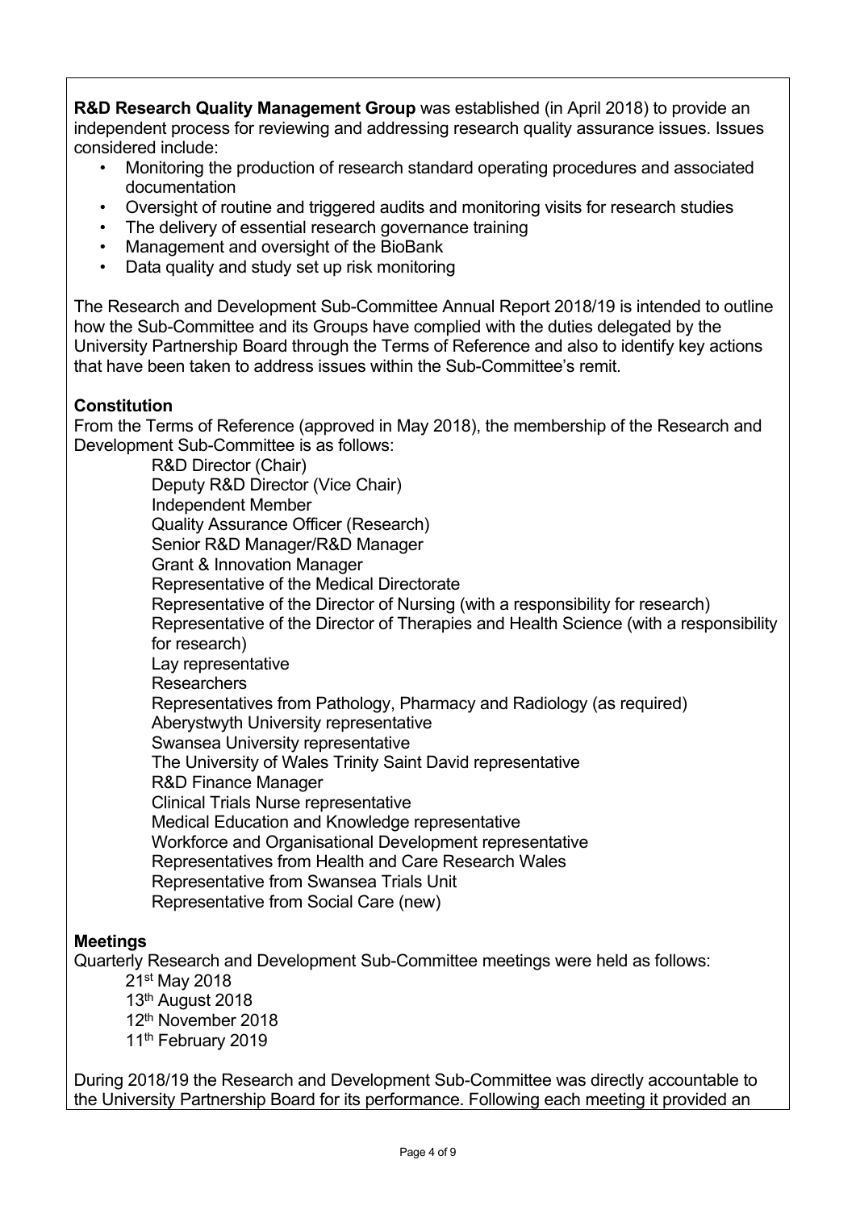**R&D Research Quality Management Group** was established (in April 2018) to provide an independent process for reviewing and addressing research quality assurance issues. Issues considered include:

- Monitoring the production of research standard operating procedures and associated documentation
- Oversight of routine and triggered audits and monitoring visits for research studies
- The delivery of essential research governance training
- Management and oversight of the BioBank
- Data quality and study set up risk monitoring

The Research and Development Sub-Committee Annual Report 2018/19 is intended to outline how the Sub-Committee and its Groups have complied with the duties delegated by the University Partnership Board through the Terms of Reference and also to identify key actions that have been taken to address issues within the Sub-Committee's remit.

**Constitution**

From the Terms of Reference (approved in May 2018), the membership of the Research and Development Sub-Committee is as follows:

R&D Director (Chair)
Deputy R&D Director (Vice Chair)
Independent Member
Quality Assurance Officer (Research)
Senior R&D Manager/R&D Manager
Grant & Innovation Manager
Representative of the Medical Directorate
Representative of the Director of Nursing (with a responsibility for research)
Representative of the Director of Therapies and Health Science (with a responsibility for research)
Lay representative
Researchers
Representatives from Pathology, Pharmacy and Radiology (as required)
Aberystwyth University representative
Swansea University representative
The University of Wales Trinity Saint David representative
R&D Finance Manager
Clinical Trials Nurse representative
Medical Education and Knowledge representative
Workforce and Organisational Development representative
Representatives from Health and Care Research Wales
Representative from Swansea Trials Unit
Representative from Social Care (new)

**Meetings**

Quarterly Research and Development Sub-Committee meetings were held as follows:

21st May 2018
13th August 2018
12th November 2018
11th February 2019

During 2018/19 the Research and Development Sub-Committee was directly accountable to the University Partnership Board for its performance. Following each meeting it provided an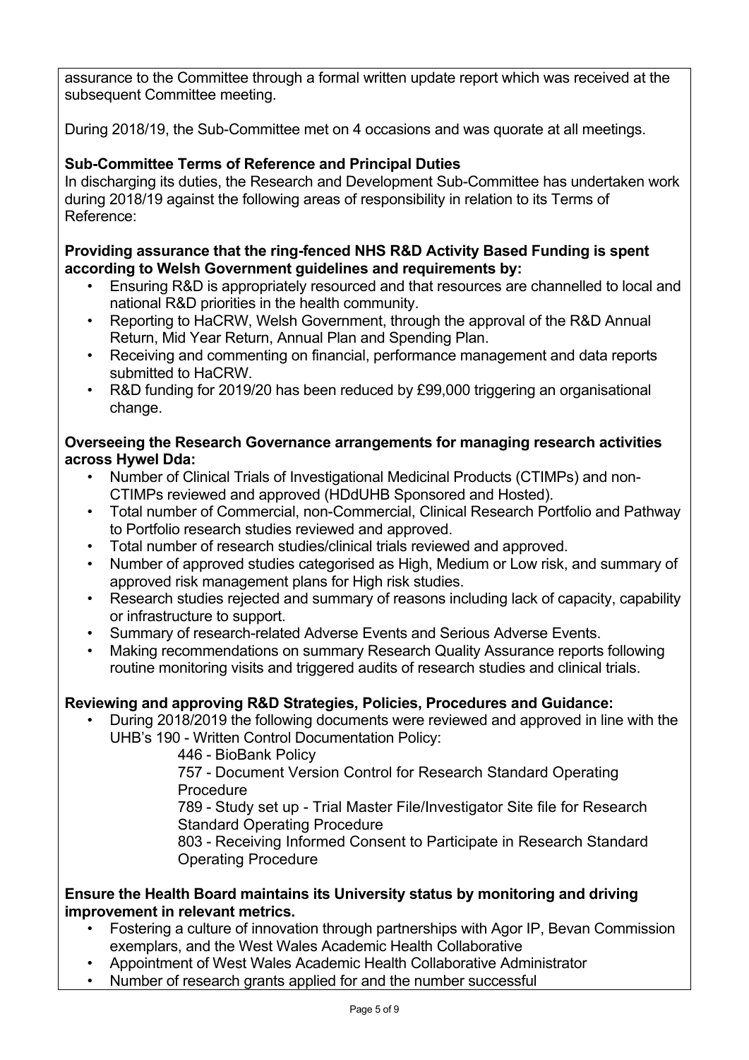assurance to the Committee through a formal written update report which was received at the subsequent Committee meeting.

During 2018/19, the Sub-Committee met on 4 occasions and was quorate at all meetings.

**Sub-Committee Terms of Reference and Principal Duties**

In discharging its duties, the Research and Development Sub-Committee has undertaken work during 2018/19 against the following areas of responsibility in relation to its Terms of Reference:

**Providing assurance that the ring-fenced NHS R&D Activity Based Funding is spent according to Welsh Government guidelines and requirements by:**

- Ensuring R&D is appropriately resourced and that resources are channelled to local and national R&D priorities in the health community.
- Reporting to HaCRW, Welsh Government, through the approval of the R&D Annual Return, Mid Year Return, Annual Plan and Spending Plan.
- Receiving and commenting on financial, performance management and data reports submitted to HaCRW.
- R&D funding for 2019/20 has been reduced by £99,000 triggering an organisational change.

**Overseeing the Research Governance arrangements for managing research activities across Hywel Dda:**

- Number of Clinical Trials of Investigational Medicinal Products (CTIMPs) and non-CTIMPs reviewed and approved (HDdUHB Sponsored and Hosted).
- Total number of Commercial, non-Commercial, Clinical Research Portfolio and Pathway to Portfolio research studies reviewed and approved.
- Total number of research studies/clinical trials reviewed and approved.
- Number of approved studies categorised as High, Medium or Low risk, and summary of approved risk management plans for High risk studies.
- Research studies rejected and summary of reasons including lack of capacity, capability or infrastructure to support.
- Summary of research-related Adverse Events and Serious Adverse Events.
- Making recommendations on summary Research Quality Assurance reports following routine monitoring visits and triggered audits of research studies and clinical trials.

**Reviewing and approving R&D Strategies, Policies, Procedures and Guidance:**

- During 2018/2019 the following documents were reviewed and approved in line with the UHB's 190 - Written Control Documentation Policy:
  - 446 - BioBank Policy
  - 757 - Document Version Control for Research Standard Operating Procedure
  - 789 - Study set up - Trial Master File/Investigator Site file for Research Standard Operating Procedure
  - 803 - Receiving Informed Consent to Participate in Research Standard Operating Procedure

**Ensure the Health Board maintains its University status by monitoring and driving improvement in relevant metrics.**

- Fostering a culture of innovation through partnerships with Agor IP, Bevan Commission exemplars, and the West Wales Academic Health Collaborative
- Appointment of West Wales Academic Health Collaborative Administrator
- Number of research grants applied for and the number successful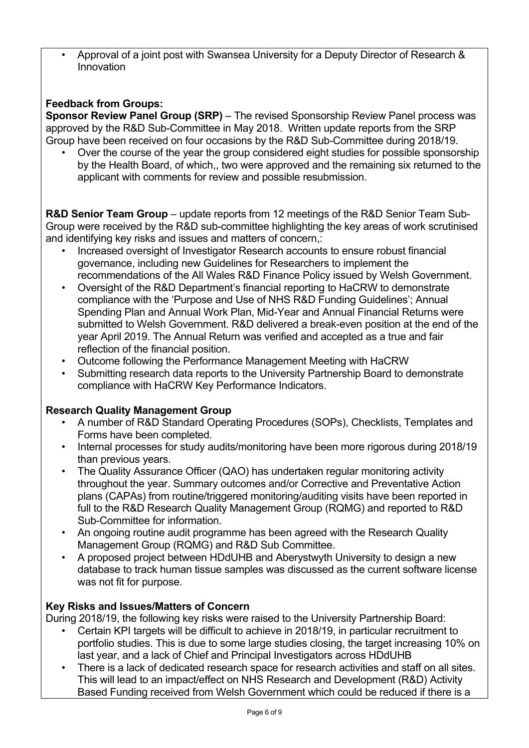- Approval of a joint post with Swansea University for a Deputy Director of Research & Innovation

**Feedback from Groups:**

**Sponsor Review Panel Group (SRP)** – The revised Sponsorship Review Panel process was approved by the R&D Sub-Committee in May 2018. Written update reports from the SRP Group have been received on four occasions by the R&D Sub-Committee during 2018/19.

- Over the course of the year the group considered eight studies for possible sponsorship by the Health Board, of which,, two were approved and the remaining six returned to the applicant with comments for review and possible resubmission.

**R&D Senior Team Group** – update reports from 12 meetings of the R&D Senior Team Sub-Group were received by the R&D sub-committee highlighting the key areas of work scrutinised and identifying key risks and issues and matters of concern,:

- Increased oversight of Investigator Research accounts to ensure robust financial governance, including new Guidelines for Researchers to implement the recommendations of the All Wales R&D Finance Policy issued by Welsh Government.
- Oversight of the R&D Department's financial reporting to HaCRW to demonstrate compliance with the 'Purpose and Use of NHS R&D Funding Guidelines'; Annual Spending Plan and Annual Work Plan, Mid-Year and Annual Financial Returns were submitted to Welsh Government. R&D delivered a break-even position at the end of the year April 2019. The Annual Return was verified and accepted as a true and fair reflection of the financial position.
- Outcome following the Performance Management Meeting with HaCRW
- Submitting research data reports to the University Partnership Board to demonstrate compliance with HaCRW Key Performance Indicators.

**Research Quality Management Group**

- A number of R&D Standard Operating Procedures (SOPs), Checklists, Templates and Forms have been completed.
- Internal processes for study audits/monitoring have been more rigorous during 2018/19 than previous years.
- The Quality Assurance Officer (QAO) has undertaken regular monitoring activity throughout the year. Summary outcomes and/or Corrective and Preventative Action plans (CAPAs) from routine/triggered monitoring/auditing visits have been reported in full to the R&D Research Quality Management Group (RQMG) and reported to R&D Sub-Committee for information.
- An ongoing routine audit programme has been agreed with the Research Quality Management Group (RQMG) and R&D Sub Committee.
- A proposed project between HDdUHB and Aberystwyth University to design a new database to track human tissue samples was discussed as the current software license was not fit for purpose.

**Key Risks and Issues/Matters of Concern**

During 2018/19, the following key risks were raised to the University Partnership Board:

- Certain KPI targets will be difficult to achieve in 2018/19, in particular recruitment to portfolio studies. This is due to some large studies closing, the target increasing 10% on last year, and a lack of Chief and Principal Investigators across HDdUHB
- There is a lack of dedicated research space for research activities and staff on all sites. This will lead to an impact/effect on NHS Research and Development (R&D) Activity Based Funding received from Welsh Government which could be reduced if there is a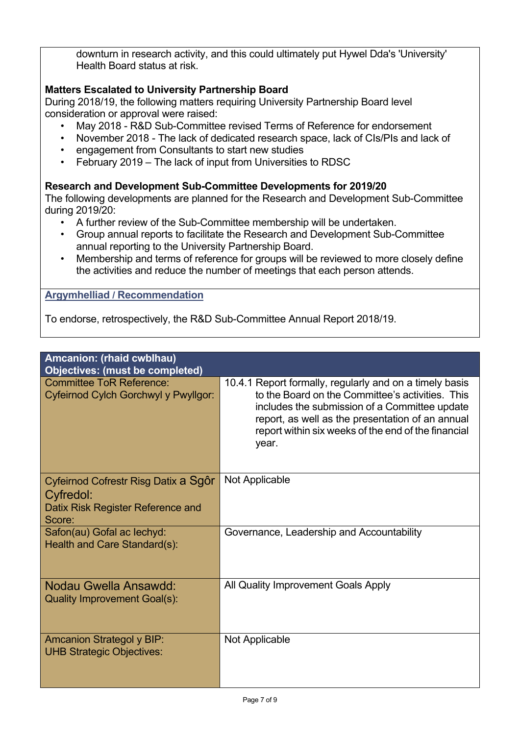downturn in research activity, and this could ultimately put Hywel Dda's 'University' Health Board status at risk.

**Matters Escalated to University Partnership Board**

During 2018/19, the following matters requiring University Partnership Board level consideration or approval were raised:

- May 2018 - R&D Sub-Committee revised Terms of Reference for endorsement
- November 2018 - The lack of dedicated research space, lack of CIs/PIs and lack of
- engagement from Consultants to start new studies
- February 2019 – The lack of input from Universities to RDSC

**Research and Development Sub-Committee Developments for 2019/20**

The following developments are planned for the Research and Development Sub-Committee during 2019/20:

- A further review of the Sub-Committee membership will be undertaken.
- Group annual reports to facilitate the Research and Development Sub-Committee annual reporting to the University Partnership Board.
- Membership and terms of reference for groups will be reviewed to more closely define the activities and reduce the number of meetings that each person attends.

**Argymhelliad / Recommendation**

To endorse, retrospectively, the R&D Sub-Committee Annual Report 2018/19.

| Amcanion: (rhaid cwblhau) Objectives: (must be completed) | |
|---|---|
| Committee ToR Reference: Cyfeirnod Cylch Gorchwyl y Pwyllgor: | 10.4.1 Report formally, regularly and on a timely basis to the Board on the Committee's activities. This includes the submission of a Committee update report, as well as the presentation of an annual report within six weeks of the end of the financial year. |
| Cyfeirnod Cofrestr Risg Datix a Sgôr Cyfredol: Datix Risk Register Reference and Score: | Not Applicable |
| Safon(au) Gofal ac Iechyd: Health and Care Standard(s): | Governance, Leadership and Accountability |
| Nodau Gwella Ansawdd: Quality Improvement Goal(s): | All Quality Improvement Goals Apply |
| Amcanion Strategol y BIP: UHB Strategic Objectives: | Not Applicable |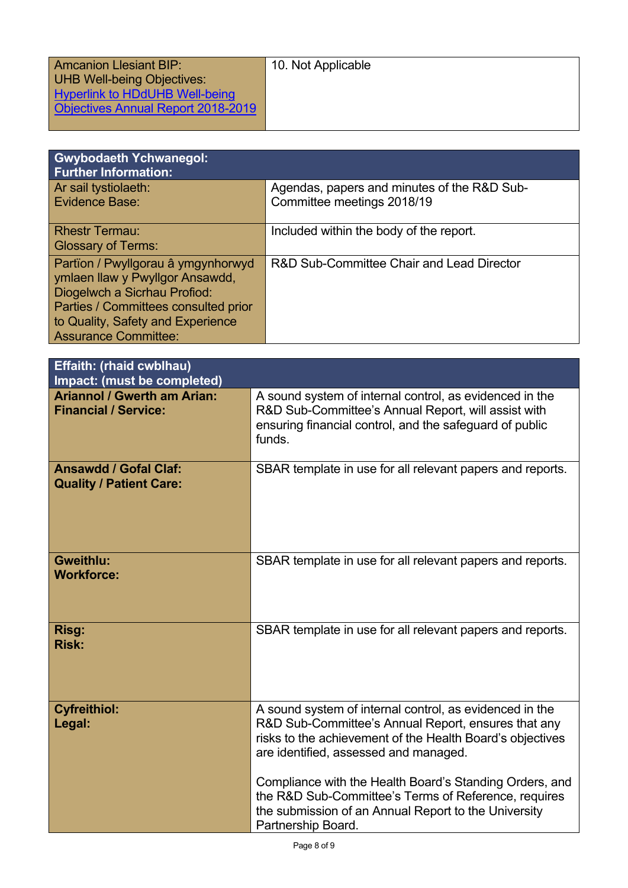| Amcanion Llesiant BIP:<br>UHB Well-being Objectives:<br>[Hyperlink to HDdUHB Well-being Objectives Annual Report 2018-2019]() | 10. Not Applicable |
|---|---|

| **Gwybodaeth Ychwanegol:**<br>**Further Information:** | |
|---|---|
| Ar sail tystiolaeth:<br>Evidence Base: | Agendas, papers and minutes of the R&D Sub-Committee meetings 2018/19 |
| Rhestr Termau:<br>Glossary of Terms: | Included within the body of the report. |
| Partïon / Pwyllgorau â ymgynhorwyd ymlaen llaw y Pwyllgor Ansawdd, Diogelwch a Sicrhau Profiod:<br>Parties / Committees consulted prior to Quality, Safety and Experience Assurance Committee: | R&D Sub-Committee Chair and Lead Director |

| **Effaith: (rhaid cwblhau)**<br>**Impact: (must be completed)** | |
|---|---|
| **Ariannol / Gwerth am Arian:**<br>**Financial / Service:** | A sound system of internal control, as evidenced in the R&D Sub-Committee's Annual Report, will assist with ensuring financial control, and the safeguard of public funds. |
| **Ansawdd / Gofal Claf:**<br>**Quality / Patient Care:** | SBAR template in use for all relevant papers and reports. |
| **Gweithlu:**<br>**Workforce:** | SBAR template in use for all relevant papers and reports. |
| **Risg:**<br>**Risk:** | SBAR template in use for all relevant papers and reports. |
| **Cyfreithiol:**<br>**Legal:** | A sound system of internal control, as evidenced in the R&D Sub-Committee's Annual Report, ensures that any risks to the achievement of the Health Board's objectives are identified, assessed and managed.<br><br>Compliance with the Health Board's Standing Orders, and the R&D Sub-Committee's Terms of Reference, requires the submission of an Annual Report to the University Partnership Board. |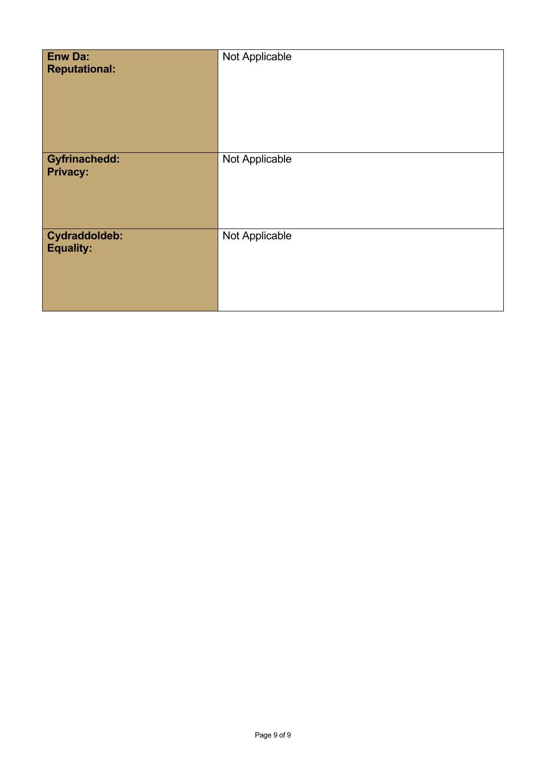| **Enw Da:** **Reputational:** | Not Applicable |
| --- | --- |
| **Gyfrinachedd:** **Privacy:** | Not Applicable |
| **Cydraddoldeb:** **Equality:** | Not Applicable |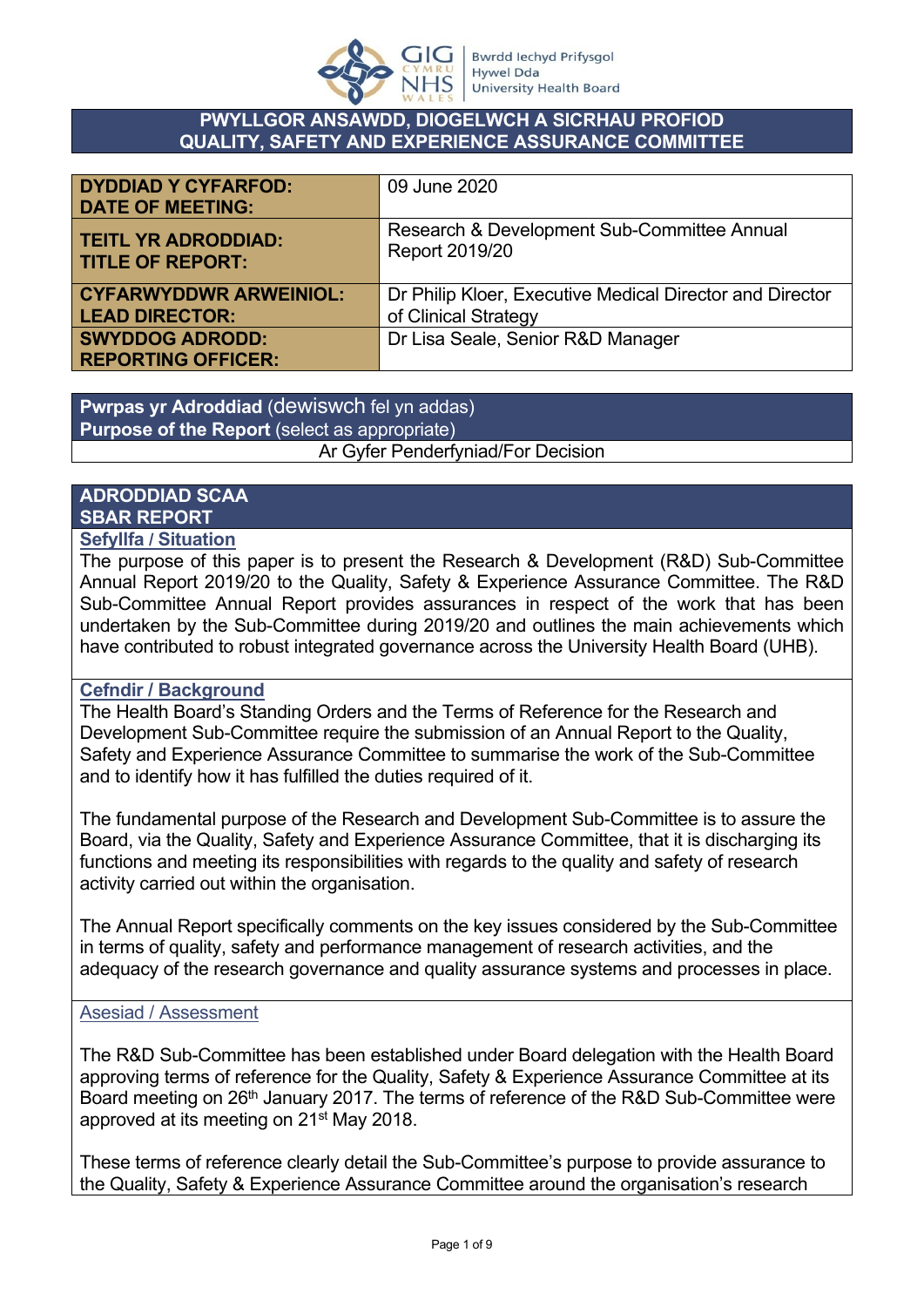## PWYLLGOR ANSAWDD, DIOGELWCH A SICRHAU PROFIOD
## QUALITY, SAFETY AND EXPERIENCE ASSURANCE COMMITTEE

| | |
|---|---|
| **DYDDIAD Y CYFARFOD: DATE OF MEETING:** | 09 June 2020 |
| **TEITL YR ADRODDIAD: TITLE OF REPORT:** | Research & Development Sub-Committee Annual Report 2019/20 |
| **CYFARWYDDWR ARWEINIOL: LEAD DIRECTOR:** | Dr Philip Kloer, Executive Medical Director and Director of Clinical Strategy |
| **SWYDDOG ADRODD: REPORTING OFFICER:** | Dr Lisa Seale, Senior R&D Manager |

| **Pwrpas yr Adroddiad** (dewiswch fel yn addas) **Purpose of the Report** (select as appropriate) |
|---|
| Ar Gyfer Penderfyniad/For Decision |

## ADRODDIAD SCAA
## SBAR REPORT

**Sefyllfa / Situation**

The purpose of this paper is to present the Research & Development (R&D) Sub-Committee Annual Report 2019/20 to the Quality, Safety & Experience Assurance Committee. The R&D Sub-Committee Annual Report provides assurances in respect of the work that has been undertaken by the Sub-Committee during 2019/20 and outlines the main achievements which have contributed to robust integrated governance across the University Health Board (UHB).

**Cefndir / Background**

The Health Board's Standing Orders and the Terms of Reference for the Research and Development Sub-Committee require the submission of an Annual Report to the Quality, Safety and Experience Assurance Committee to summarise the work of the Sub-Committee and to identify how it has fulfilled the duties required of it.

The fundamental purpose of the Research and Development Sub-Committee is to assure the Board, via the Quality, Safety and Experience Assurance Committee, that it is discharging its functions and meeting its responsibilities with regards to the quality and safety of research activity carried out within the organisation.

The Annual Report specifically comments on the key issues considered by the Sub-Committee in terms of quality, safety and performance management of research activities, and the adequacy of the research governance and quality assurance systems and processes in place.

**Asesiad / Assessment**

The R&D Sub-Committee has been established under Board delegation with the Health Board approving terms of reference for the Quality, Safety & Experience Assurance Committee at its Board meeting on 26th January 2017. The terms of reference of the R&D Sub-Committee were approved at its meeting on 21st May 2018.

These terms of reference clearly detail the Sub-Committee's purpose to provide assurance to the Quality, Safety & Experience Assurance Committee around the organisation's research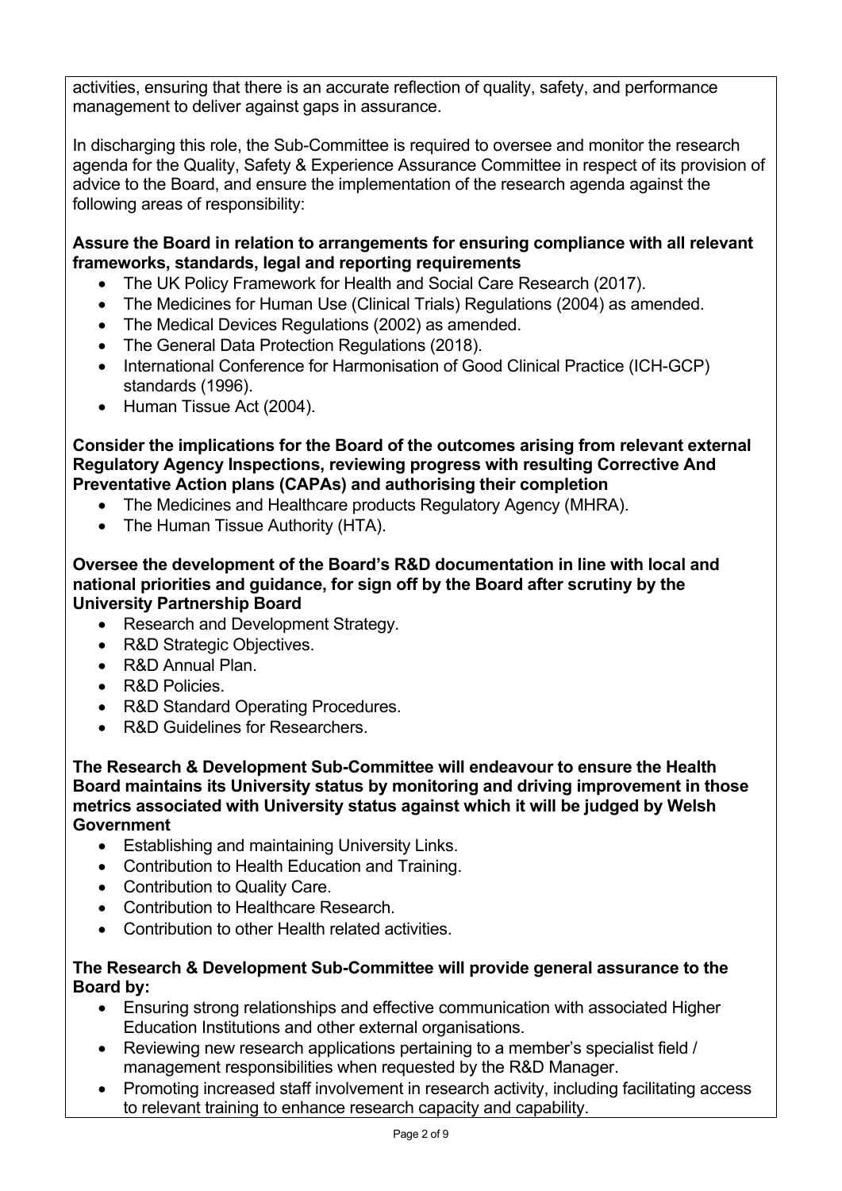activities, ensuring that there is an accurate reflection of quality, safety, and performance management to deliver against gaps in assurance.

In discharging this role, the Sub-Committee is required to oversee and monitor the research agenda for the Quality, Safety & Experience Assurance Committee in respect of its provision of advice to the Board, and ensure the implementation of the research agenda against the following areas of responsibility:

**Assure the Board in relation to arrangements for ensuring compliance with all relevant frameworks, standards, legal and reporting requirements**

- The UK Policy Framework for Health and Social Care Research (2017).
- The Medicines for Human Use (Clinical Trials) Regulations (2004) as amended.
- The Medical Devices Regulations (2002) as amended.
- The General Data Protection Regulations (2018).
- International Conference for Harmonisation of Good Clinical Practice (ICH-GCP) standards (1996).
- Human Tissue Act (2004).

**Consider the implications for the Board of the outcomes arising from relevant external Regulatory Agency Inspections, reviewing progress with resulting Corrective And Preventative Action plans (CAPAs) and authorising their completion**

- The Medicines and Healthcare products Regulatory Agency (MHRA).
- The Human Tissue Authority (HTA).

**Oversee the development of the Board's R&D documentation in line with local and national priorities and guidance, for sign off by the Board after scrutiny by the University Partnership Board**

- Research and Development Strategy.
- R&D Strategic Objectives.
- R&D Annual Plan.
- R&D Policies.
- R&D Standard Operating Procedures.
- R&D Guidelines for Researchers.

**The Research & Development Sub-Committee will endeavour to ensure the Health Board maintains its University status by monitoring and driving improvement in those metrics associated with University status against which it will be judged by Welsh Government**

- Establishing and maintaining University Links.
- Contribution to Health Education and Training.
- Contribution to Quality Care.
- Contribution to Healthcare Research.
- Contribution to other Health related activities.

**The Research & Development Sub-Committee will provide general assurance to the Board by:**

- Ensuring strong relationships and effective communication with associated Higher Education Institutions and other external organisations.
- Reviewing new research applications pertaining to a member's specialist field / management responsibilities when requested by the R&D Manager.
- Promoting increased staff involvement in research activity, including facilitating access to relevant training to enhance research capacity and capability.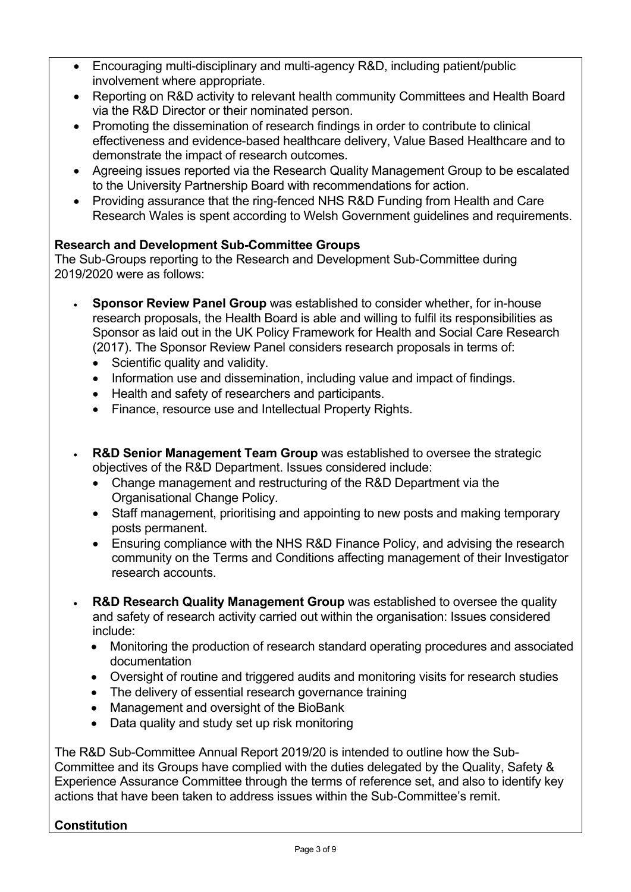- Encouraging multi-disciplinary and multi-agency R&D, including patient/public involvement where appropriate.
- Reporting on R&D activity to relevant health community Committees and Health Board via the R&D Director or their nominated person.
- Promoting the dissemination of research findings in order to contribute to clinical effectiveness and evidence-based healthcare delivery, Value Based Healthcare and to demonstrate the impact of research outcomes.
- Agreeing issues reported via the Research Quality Management Group to be escalated to the University Partnership Board with recommendations for action.
- Providing assurance that the ring-fenced NHS R&D Funding from Health and Care Research Wales is spent according to Welsh Government guidelines and requirements.

**Research and Development Sub-Committee Groups**

The Sub-Groups reporting to the Research and Development Sub-Committee during 2019/2020 were as follows:

- **Sponsor Review Panel Group** was established to consider whether, for in-house research proposals, the Health Board is able and willing to fulfil its responsibilities as Sponsor as laid out in the UK Policy Framework for Health and Social Care Research (2017). The Sponsor Review Panel considers research proposals in terms of:
  - Scientific quality and validity.
  - Information use and dissemination, including value and impact of findings.
  - Health and safety of researchers and participants.
  - Finance, resource use and Intellectual Property Rights.

- **R&D Senior Management Team Group** was established to oversee the strategic objectives of the R&D Department. Issues considered include:
  - Change management and restructuring of the R&D Department via the Organisational Change Policy.
  - Staff management, prioritising and appointing to new posts and making temporary posts permanent.
  - Ensuring compliance with the NHS R&D Finance Policy, and advising the research community on the Terms and Conditions affecting management of their Investigator research accounts.

- **R&D Research Quality Management Group** was established to oversee the quality and safety of research activity carried out within the organisation: Issues considered include:
  - Monitoring the production of research standard operating procedures and associated documentation
  - Oversight of routine and triggered audits and monitoring visits for research studies
  - The delivery of essential research governance training
  - Management and oversight of the BioBank
  - Data quality and study set up risk monitoring

The R&D Sub-Committee Annual Report 2019/20 is intended to outline how the Sub-Committee and its Groups have complied with the duties delegated by the Quality, Safety & Experience Assurance Committee through the terms of reference set, and also to identify key actions that have been taken to address issues within the Sub-Committee's remit.

**Constitution**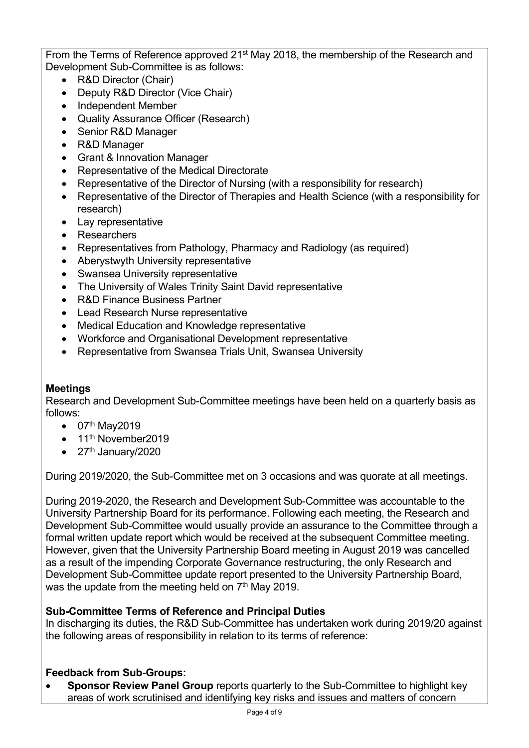From the Terms of Reference approved 21st May 2018, the membership of the Research and Development Sub-Committee is as follows:

- R&D Director (Chair)
- Deputy R&D Director (Vice Chair)
- Independent Member
- Quality Assurance Officer (Research)
- Senior R&D Manager
- R&D Manager
- Grant & Innovation Manager
- Representative of the Medical Directorate
- Representative of the Director of Nursing (with a responsibility for research)
- Representative of the Director of Therapies and Health Science (with a responsibility for research)
- Lay representative
- Researchers
- Representatives from Pathology, Pharmacy and Radiology (as required)
- Aberystwyth University representative
- Swansea University representative
- The University of Wales Trinity Saint David representative
- R&D Finance Business Partner
- Lead Research Nurse representative
- Medical Education and Knowledge representative
- Workforce and Organisational Development representative
- Representative from Swansea Trials Unit, Swansea University

**Meetings**

Research and Development Sub-Committee meetings have been held on a quarterly basis as follows:

- 07th May2019
- 11th November2019
- 27th January/2020

During 2019/2020, the Sub-Committee met on 3 occasions and was quorate at all meetings.

During 2019-2020, the Research and Development Sub-Committee was accountable to the University Partnership Board for its performance. Following each meeting, the Research and Development Sub-Committee would usually provide an assurance to the Committee through a formal written update report which would be received at the subsequent Committee meeting. However, given that the University Partnership Board meeting in August 2019 was cancelled as a result of the impending Corporate Governance restructuring, the only Research and Development Sub-Committee update report presented to the University Partnership Board, was the update from the meeting held on 7th May 2019.

**Sub-Committee Terms of Reference and Principal Duties**

In discharging its duties, the R&D Sub-Committee has undertaken work during 2019/20 against the following areas of responsibility in relation to its terms of reference:

**Feedback from Sub-Groups:**

- **Sponsor Review Panel Group** reports quarterly to the Sub-Committee to highlight key areas of work scrutinised and identifying key risks and issues and matters of concern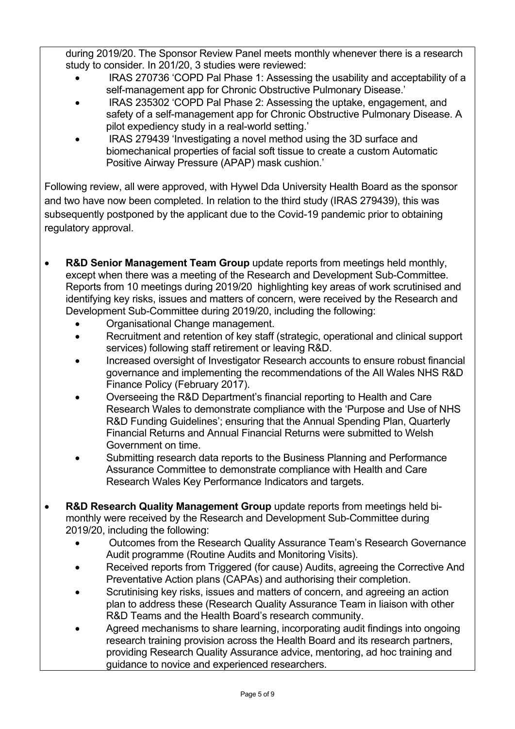during 2019/20. The Sponsor Review Panel meets monthly whenever there is a research study to consider. In 201/20, 3 studies were reviewed:

- IRAS 270736 'COPD Pal Phase 1: Assessing the usability and acceptability of a self-management app for Chronic Obstructive Pulmonary Disease.'
- IRAS 235302 'COPD Pal Phase 2: Assessing the uptake, engagement, and safety of a self-management app for Chronic Obstructive Pulmonary Disease. A pilot expediency study in a real-world setting.'
- IRAS 279439 'Investigating a novel method using the 3D surface and biomechanical properties of facial soft tissue to create a custom Automatic Positive Airway Pressure (APAP) mask cushion.'

Following review, all were approved, with Hywel Dda University Health Board as the sponsor and two have now been completed. In relation to the third study (IRAS 279439), this was subsequently postponed by the applicant due to the Covid-19 pandemic prior to obtaining regulatory approval.

- **R&D Senior Management Team Group** update reports from meetings held monthly, except when there was a meeting of the Research and Development Sub-Committee. Reports from 10 meetings during 2019/20 highlighting key areas of work scrutinised and identifying key risks, issues and matters of concern, were received by the Research and Development Sub-Committee during 2019/20, including the following:
  - Organisational Change management.
  - Recruitment and retention of key staff (strategic, operational and clinical support services) following staff retirement or leaving R&D.
  - Increased oversight of Investigator Research accounts to ensure robust financial governance and implementing the recommendations of the All Wales NHS R&D Finance Policy (February 2017).
  - Overseeing the R&D Department's financial reporting to Health and Care Research Wales to demonstrate compliance with the 'Purpose and Use of NHS R&D Funding Guidelines'; ensuring that the Annual Spending Plan, Quarterly Financial Returns and Annual Financial Returns were submitted to Welsh Government on time.
  - Submitting research data reports to the Business Planning and Performance Assurance Committee to demonstrate compliance with Health and Care Research Wales Key Performance Indicators and targets.
- **R&D Research Quality Management Group** update reports from meetings held bi-monthly were received by the Research and Development Sub-Committee during 2019/20, including the following:
  - Outcomes from the Research Quality Assurance Team's Research Governance Audit programme (Routine Audits and Monitoring Visits).
  - Received reports from Triggered (for cause) Audits, agreeing the Corrective And Preventative Action plans (CAPAs) and authorising their completion.
  - Scrutinising key risks, issues and matters of concern, and agreeing an action plan to address these (Research Quality Assurance Team in liaison with other R&D Teams and the Health Board's research community.
  - Agreed mechanisms to share learning, incorporating audit findings into ongoing research training provision across the Health Board and its research partners, providing Research Quality Assurance advice, mentoring, ad hoc training and guidance to novice and experienced researchers.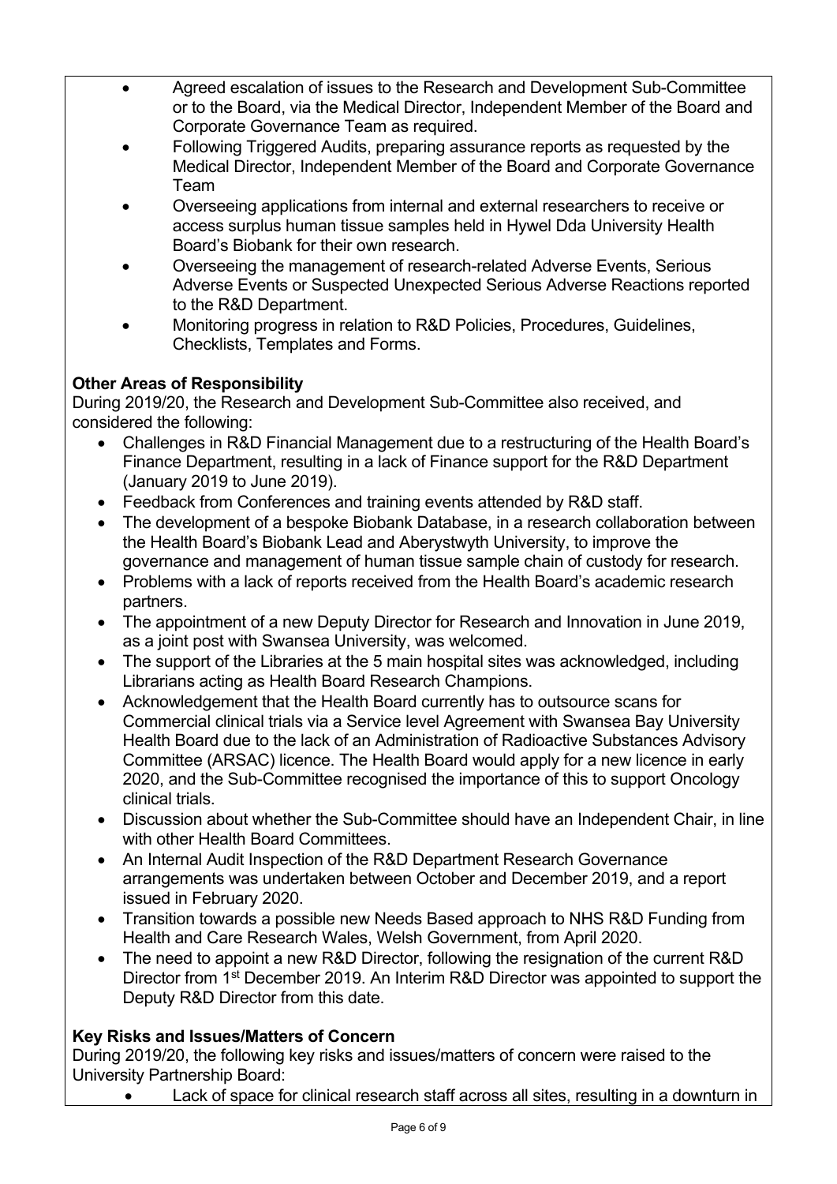- Agreed escalation of issues to the Research and Development Sub-Committee or to the Board, via the Medical Director, Independent Member of the Board and Corporate Governance Team as required.
- Following Triggered Audits, preparing assurance reports as requested by the Medical Director, Independent Member of the Board and Corporate Governance Team
- Overseeing applications from internal and external researchers to receive or access surplus human tissue samples held in Hywel Dda University Health Board's Biobank for their own research.
- Overseeing the management of research-related Adverse Events, Serious Adverse Events or Suspected Unexpected Serious Adverse Reactions reported to the R&D Department.
- Monitoring progress in relation to R&D Policies, Procedures, Guidelines, Checklists, Templates and Forms.

**Other Areas of Responsibility**

During 2019/20, the Research and Development Sub-Committee also received, and considered the following:

- Challenges in R&D Financial Management due to a restructuring of the Health Board's Finance Department, resulting in a lack of Finance support for the R&D Department (January 2019 to June 2019).
- Feedback from Conferences and training events attended by R&D staff.
- The development of a bespoke Biobank Database, in a research collaboration between the Health Board's Biobank Lead and Aberystwyth University, to improve the governance and management of human tissue sample chain of custody for research.
- Problems with a lack of reports received from the Health Board's academic research partners.
- The appointment of a new Deputy Director for Research and Innovation in June 2019, as a joint post with Swansea University, was welcomed.
- The support of the Libraries at the 5 main hospital sites was acknowledged, including Librarians acting as Health Board Research Champions.
- Acknowledgement that the Health Board currently has to outsource scans for Commercial clinical trials via a Service level Agreement with Swansea Bay University Health Board due to the lack of an Administration of Radioactive Substances Advisory Committee (ARSAC) licence. The Health Board would apply for a new licence in early 2020, and the Sub-Committee recognised the importance of this to support Oncology clinical trials.
- Discussion about whether the Sub-Committee should have an Independent Chair, in line with other Health Board Committees.
- An Internal Audit Inspection of the R&D Department Research Governance arrangements was undertaken between October and December 2019, and a report issued in February 2020.
- Transition towards a possible new Needs Based approach to NHS R&D Funding from Health and Care Research Wales, Welsh Government, from April 2020.
- The need to appoint a new R&D Director, following the resignation of the current R&D Director from 1st December 2019. An Interim R&D Director was appointed to support the Deputy R&D Director from this date.

**Key Risks and Issues/Matters of Concern**

During 2019/20, the following key risks and issues/matters of concern were raised to the University Partnership Board:

- Lack of space for clinical research staff across all sites, resulting in a downturn in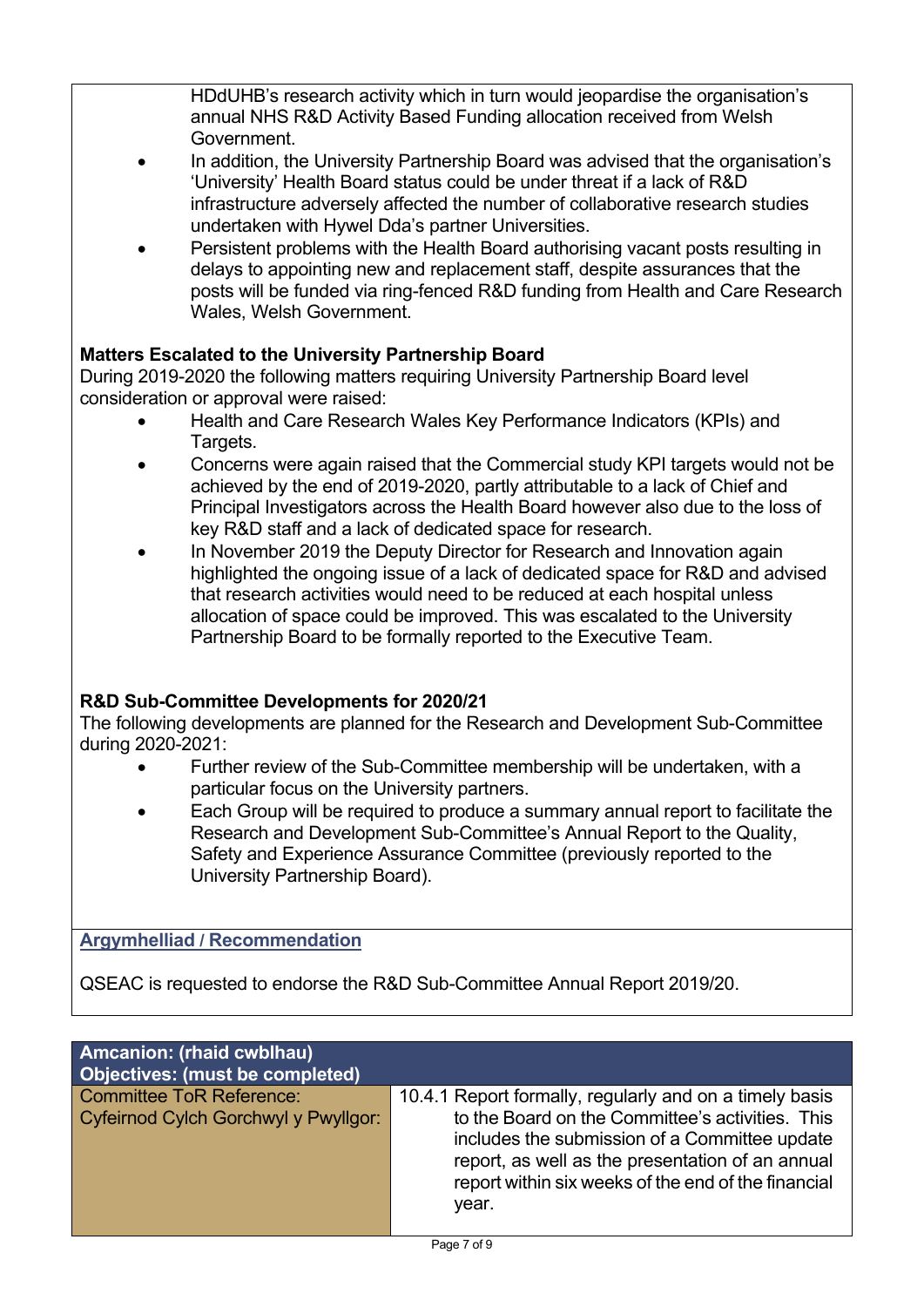HDdUHB's research activity which in turn would jeopardise the organisation's annual NHS R&D Activity Based Funding allocation received from Welsh Government.

- In addition, the University Partnership Board was advised that the organisation's 'University' Health Board status could be under threat if a lack of R&D infrastructure adversely affected the number of collaborative research studies undertaken with Hywel Dda's partner Universities.
- Persistent problems with the Health Board authorising vacant posts resulting in delays to appointing new and replacement staff, despite assurances that the posts will be funded via ring-fenced R&D funding from Health and Care Research Wales, Welsh Government.

**Matters Escalated to the University Partnership Board**

During 2019-2020 the following matters requiring University Partnership Board level consideration or approval were raised:

- Health and Care Research Wales Key Performance Indicators (KPIs) and Targets.
- Concerns were again raised that the Commercial study KPI targets would not be achieved by the end of 2019-2020, partly attributable to a lack of Chief and Principal Investigators across the Health Board however also due to the loss of key R&D staff and a lack of dedicated space for research.
- In November 2019 the Deputy Director for Research and Innovation again highlighted the ongoing issue of a lack of dedicated space for R&D and advised that research activities would need to be reduced at each hospital unless allocation of space could be improved. This was escalated to the University Partnership Board to be formally reported to the Executive Team.

**R&D Sub-Committee Developments for 2020/21**

The following developments are planned for the Research and Development Sub-Committee during 2020-2021:

- Further review of the Sub-Committee membership will be undertaken, with a particular focus on the University partners.
- Each Group will be required to produce a summary annual report to facilitate the Research and Development Sub-Committee's Annual Report to the Quality, Safety and Experience Assurance Committee (previously reported to the University Partnership Board).

**Argymhelliad / Recommendation**

QSEAC is requested to endorse the R&D Sub-Committee Annual Report 2019/20.

| Amcanion: (rhaid cwblhau) Objectives: (must be completed) | |
|---|---|
| Committee ToR Reference: Cyfeirnod Cylch Gorchwyl y Pwyllgor: | 10.4.1 Report formally, regularly and on a timely basis to the Board on the Committee's activities. This includes the submission of a Committee update report, as well as the presentation of an annual report within six weeks of the end of the financial year. |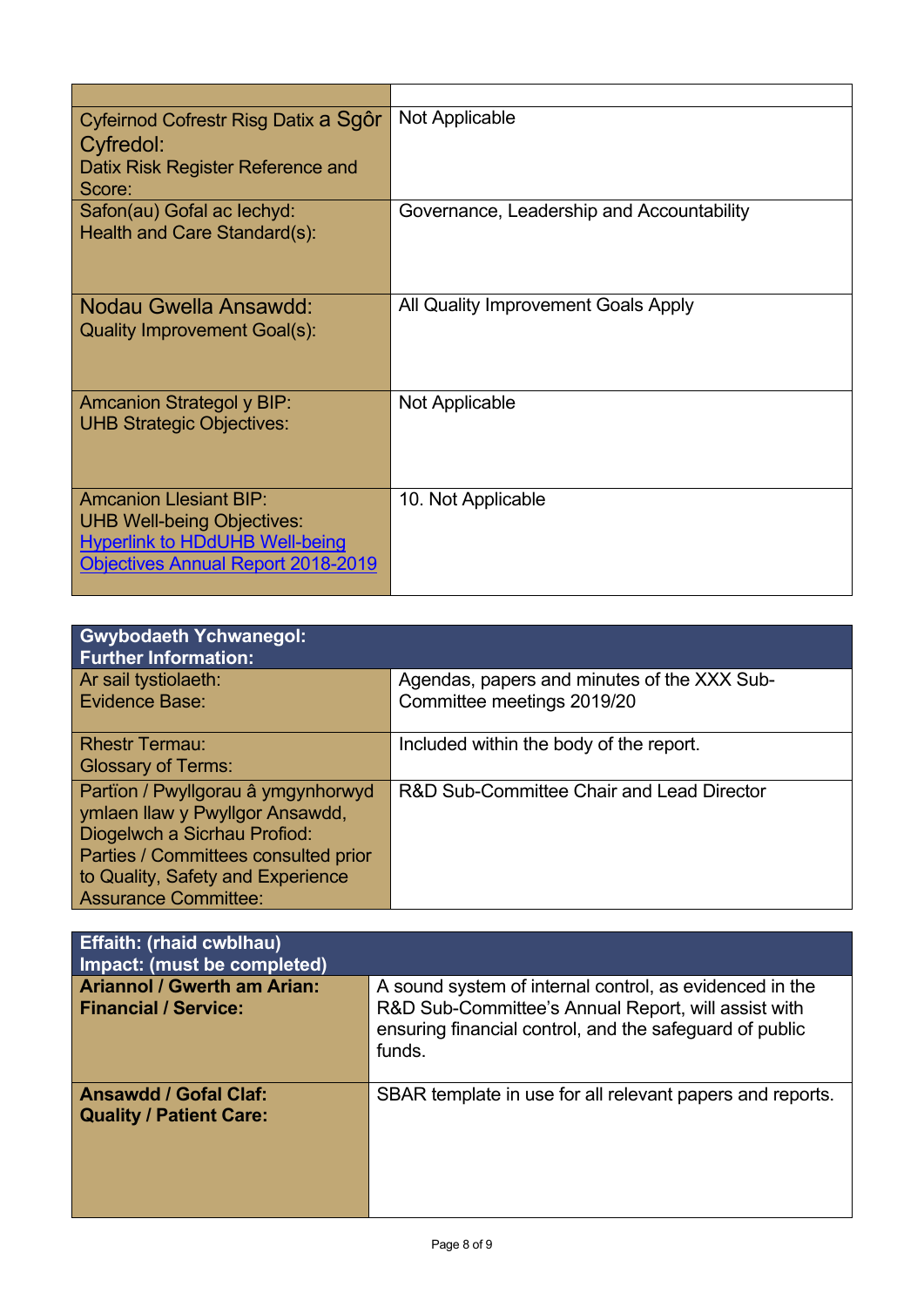| | |
|---|---|
| Cyfeirnod Cofrestr Risg Datix a Sgôr Cyfredol:<br>Datix Risk Register Reference and Score: | Not Applicable |
| Safon(au) Gofal ac Iechyd:<br>Health and Care Standard(s): | Governance, Leadership and Accountability |
| Nodau Gwella Ansawdd:<br>Quality Improvement Goal(s): | All Quality Improvement Goals Apply |
| Amcanion Strategol y BIP:<br>UHB Strategic Objectives: | Not Applicable |
| Amcanion Llesiant BIP:<br>UHB Well-being Objectives:<br>Hyperlink to HDdUHB Well-being Objectives Annual Report 2018-2019 | 10. Not Applicable |

| **Gwybodaeth Ychwanegol:**<br>**Further Information:** | |
|---|---|
| Ar sail tystiolaeth:<br>Evidence Base: | Agendas, papers and minutes of the XXX Sub-Committee meetings 2019/20 |
| Rhestr Termau:<br>Glossary of Terms: | Included within the body of the report. |
| Partïon / Pwyllgorau â ymgynhorwyd ymlaen llaw y Pwyllgor Ansawdd, Diogelwch a Sicrhau Profiod:<br>Parties / Committees consulted prior to Quality, Safety and Experience Assurance Committee: | R&D Sub-Committee Chair and Lead Director |

| **Effaith: (rhaid cwblhau)**<br>**Impact: (must be completed)** | |
|---|---|
| **Ariannol / Gwerth am Arian:**<br>**Financial / Service:** | A sound system of internal control, as evidenced in the R&D Sub-Committee's Annual Report, will assist with ensuring financial control, and the safeguard of public funds. |
| **Ansawdd / Gofal Claf:**<br>**Quality / Patient Care:** | SBAR template in use for all relevant papers and reports. |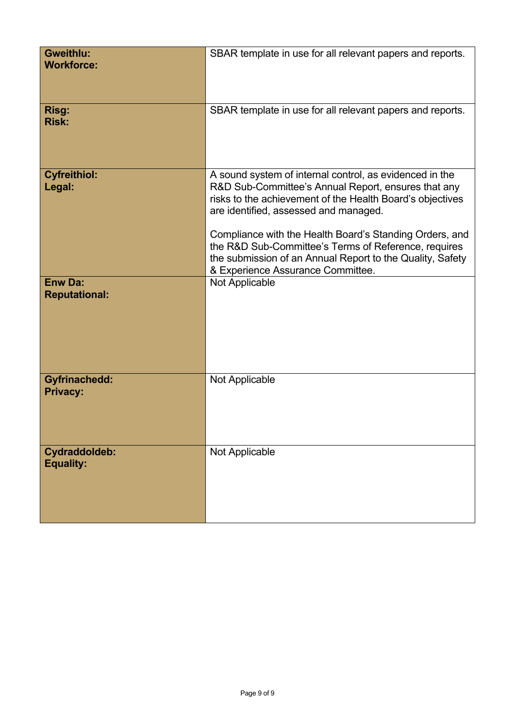| | |
|---|---|
| **Gweithlu:**<br>**Workforce:** | SBAR template in use for all relevant papers and reports. |
| **Risg:**<br>**Risk:** | SBAR template in use for all relevant papers and reports. |
| **Cyfreithiol:**<br>**Legal:** | A sound system of internal control, as evidenced in the R&D Sub-Committee's Annual Report, ensures that any risks to the achievement of the Health Board's objectives are identified, assessed and managed.<br><br>Compliance with the Health Board's Standing Orders, and the R&D Sub-Committee's Terms of Reference, requires the submission of an Annual Report to the Quality, Safety & Experience Assurance Committee. |
| **Enw Da:**<br>**Reputational:** | Not Applicable |
| **Gyfrinachedd:**<br>**Privacy:** | Not Applicable |
| **Cydraddoldeb:**<br>**Equality:** | Not Applicable |